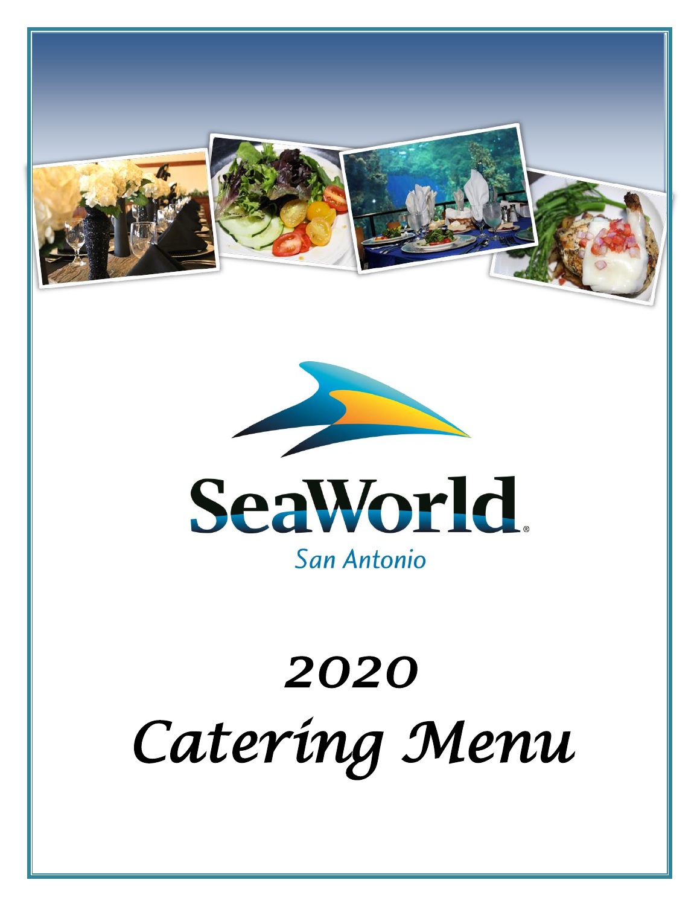SeaWorld

San Antonio

# 2020 Catering Menu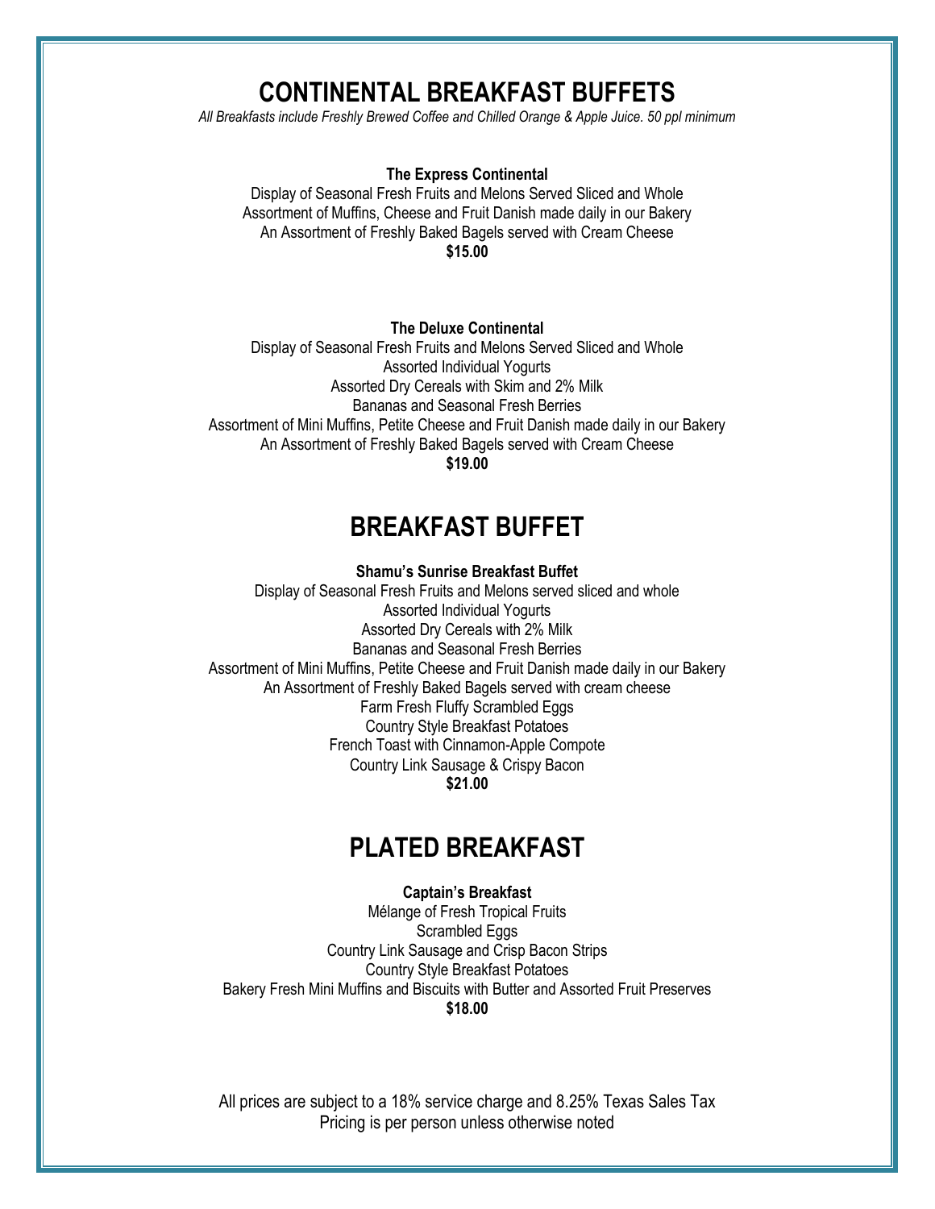# CONTINENTAL BREAKFAST BUFFETS

*All Breakfasts include Freshly Brewed Coffee and Chilled Orange & Apple Juice. 50 ppl minimum*

**The Express Continental**

Display of Seasonal Fresh Fruits and Melons Served Sliced and Whole
Assortment of Muffins, Cheese and Fruit Danish made daily in our Bakery
An Assortment of Freshly Baked Bagels served with Cream Cheese
**$15.00**

**The Deluxe Continental**

Display of Seasonal Fresh Fruits and Melons Served Sliced and Whole
Assorted Individual Yogurts
Assorted Dry Cereals with Skim and 2% Milk
Bananas and Seasonal Fresh Berries
Assortment of Mini Muffins, Petite Cheese and Fruit Danish made daily in our Bakery
An Assortment of Freshly Baked Bagels served with Cream Cheese
**$19.00**

# BREAKFAST BUFFET

**Shamu's Sunrise Breakfast Buffet**

Display of Seasonal Fresh Fruits and Melons served sliced and whole
Assorted Individual Yogurts
Assorted Dry Cereals with 2% Milk
Bananas and Seasonal Fresh Berries
Assortment of Mini Muffins, Petite Cheese and Fruit Danish made daily in our Bakery
An Assortment of Freshly Baked Bagels served with cream cheese
Farm Fresh Fluffy Scrambled Eggs
Country Style Breakfast Potatoes
French Toast with Cinnamon-Apple Compote
Country Link Sausage & Crispy Bacon
**$21.00**

# PLATED BREAKFAST

**Captain's Breakfast**

Mélange of Fresh Tropical Fruits
Scrambled Eggs
Country Link Sausage and Crisp Bacon Strips
Country Style Breakfast Potatoes
Bakery Fresh Mini Muffins and Biscuits with Butter and Assorted Fruit Preserves
**$18.00**

All prices are subject to a 18% service charge and 8.25% Texas Sales Tax
Pricing is per person unless otherwise noted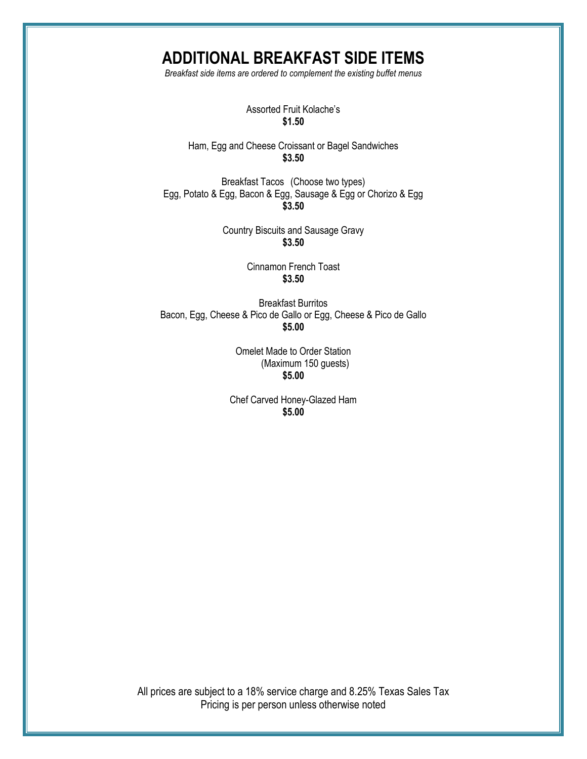# ADDITIONAL BREAKFAST SIDE ITEMS

*Breakfast side items are ordered to complement the existing buffet menus*

Assorted Fruit Kolache's
**$1.50**

Ham, Egg and Cheese Croissant or Bagel Sandwiches
**$3.50**

Breakfast Tacos (Choose two types)
Egg, Potato & Egg, Bacon & Egg, Sausage & Egg or Chorizo & Egg
**$3.50**

Country Biscuits and Sausage Gravy
**$3.50**

Cinnamon French Toast
**$3.50**

Breakfast Burritos
Bacon, Egg, Cheese & Pico de Gallo or Egg, Cheese & Pico de Gallo
**$5.00**

Omelet Made to Order Station
(Maximum 150 guests)
**$5.00**

Chef Carved Honey-Glazed Ham
**$5.00**

All prices are subject to a 18% service charge and 8.25% Texas Sales Tax
Pricing is per person unless otherwise noted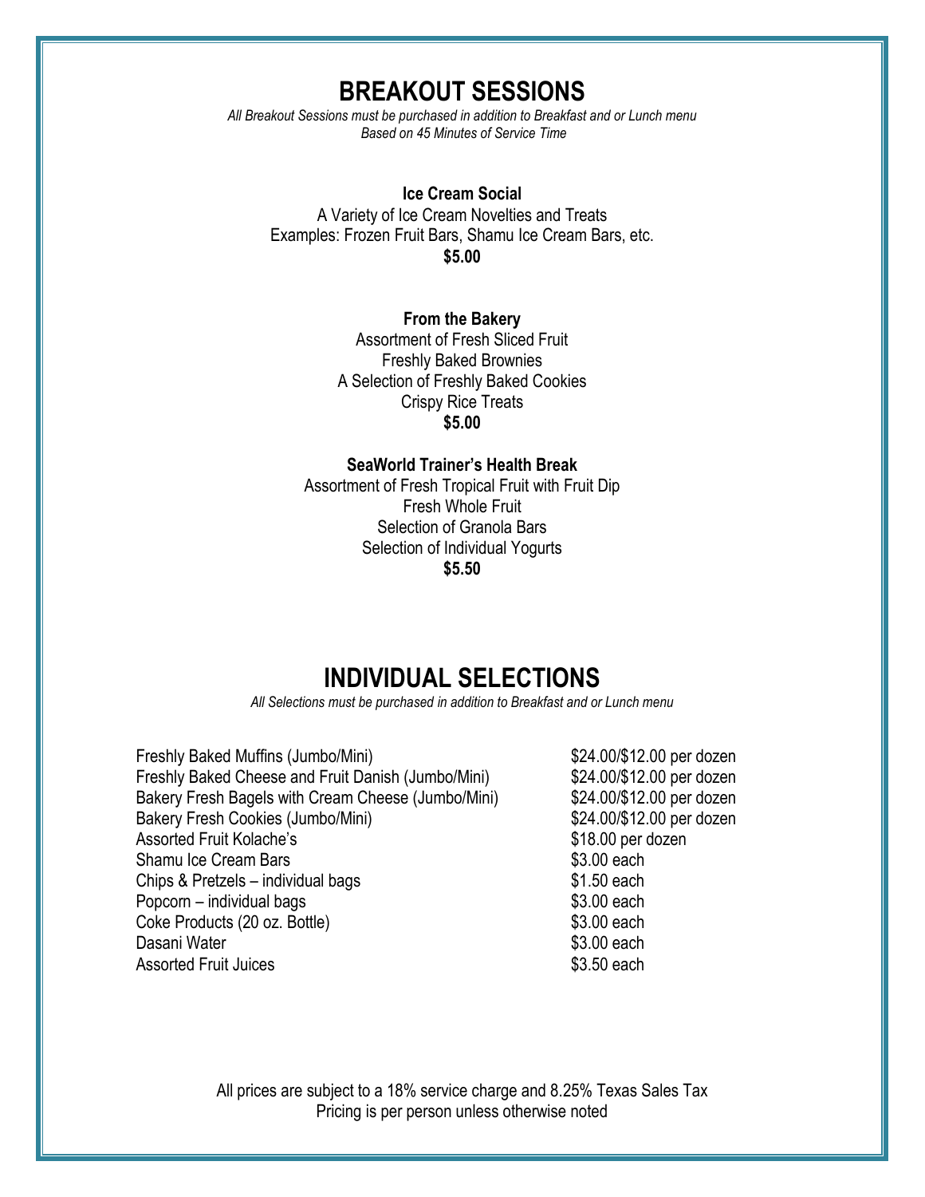# BREAKOUT SESSIONS

*All Breakout Sessions must be purchased in addition to Breakfast and or Lunch menu*
*Based on 45 Minutes of Service Time*

**Ice Cream Social**
A Variety of Ice Cream Novelties and Treats
Examples: Frozen Fruit Bars, Shamu Ice Cream Bars, etc.
**$5.00**

**From the Bakery**
Assortment of Fresh Sliced Fruit
Freshly Baked Brownies
A Selection of Freshly Baked Cookies
Crispy Rice Treats
**$5.00**

**SeaWorld Trainer's Health Break**
Assortment of Fresh Tropical Fruit with Fruit Dip
Fresh Whole Fruit
Selection of Granola Bars
Selection of Individual Yogurts
**$5.50**

# INDIVIDUAL SELECTIONS

*All Selections must be purchased in addition to Breakfast and or Lunch menu*

| Item | Price |
| --- | --- |
| Freshly Baked Muffins (Jumbo/Mini) | $24.00/$12.00 per dozen |
| Freshly Baked Cheese and Fruit Danish (Jumbo/Mini) | $24.00/$12.00 per dozen |
| Bakery Fresh Bagels with Cream Cheese (Jumbo/Mini) | $24.00/$12.00 per dozen |
| Bakery Fresh Cookies (Jumbo/Mini) | $24.00/$12.00 per dozen |
| Assorted Fruit Kolache's | $18.00 per dozen |
| Shamu Ice Cream Bars | $3.00 each |
| Chips & Pretzels – individual bags | $1.50 each |
| Popcorn – individual bags | $3.00 each |
| Coke Products (20 oz. Bottle) | $3.00 each |
| Dasani Water | $3.00 each |
| Assorted Fruit Juices | $3.50 each |

All prices are subject to a 18% service charge and 8.25% Texas Sales Tax
Pricing is per person unless otherwise noted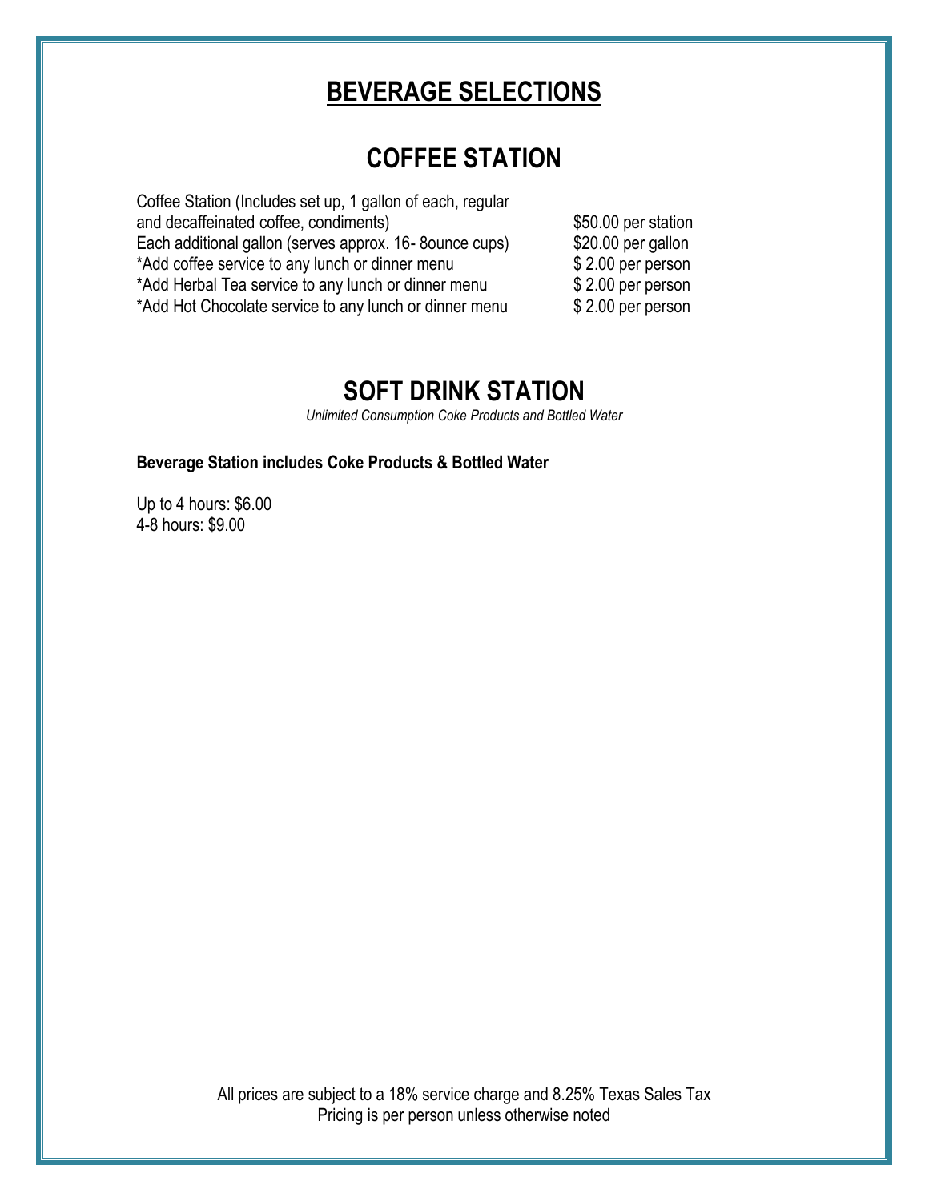# BEVERAGE SELECTIONS

## COFFEE STATION

| | |
|---|---|
| Coffee Station (Includes set up, 1 gallon of each, regular and decaffeinated coffee, condiments) | $50.00 per station |
| Each additional gallon (serves approx. 16- 8ounce cups) | $20.00 per gallon |
| *Add coffee service to any lunch or dinner menu | $ 2.00 per person |
| *Add Herbal Tea service to any lunch or dinner menu | $ 2.00 per person |
| *Add Hot Chocolate service to any lunch or dinner menu | $ 2.00 per person |

## SOFT DRINK STATION

*Unlimited Consumption Coke Products and Bottled Water*

**Beverage Station includes Coke Products & Bottled Water**

Up to 4 hours: $6.00
4-8 hours: $9.00

All prices are subject to a 18% service charge and 8.25% Texas Sales Tax
Pricing is per person unless otherwise noted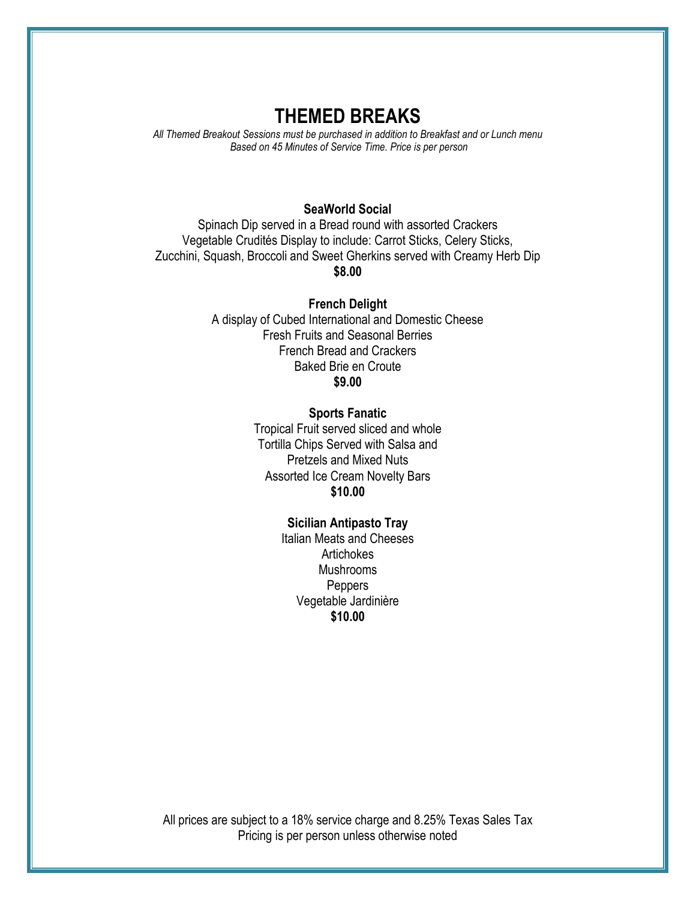# THEMED BREAKS

*All Themed Breakout Sessions must be purchased in addition to Breakfast and or Lunch menu*
*Based on 45 Minutes of Service Time. Price is per person*

**SeaWorld Social**

Spinach Dip served in a Bread round with assorted Crackers
Vegetable Crudités Display to include: Carrot Sticks, Celery Sticks,
Zucchini, Squash, Broccoli and Sweet Gherkins served with Creamy Herb Dip
**$8.00**

**French Delight**

A display of Cubed International and Domestic Cheese
Fresh Fruits and Seasonal Berries
French Bread and Crackers
Baked Brie en Croute
**$9.00**

**Sports Fanatic**

Tropical Fruit served sliced and whole
Tortilla Chips Served with Salsa and
Pretzels and Mixed Nuts
Assorted Ice Cream Novelty Bars
**$10.00**

**Sicilian Antipasto Tray**

Italian Meats and Cheeses
Artichokes
Mushrooms
Peppers
Vegetable Jardinière
**$10.00**

All prices are subject to a 18% service charge and 8.25% Texas Sales Tax
Pricing is per person unless otherwise noted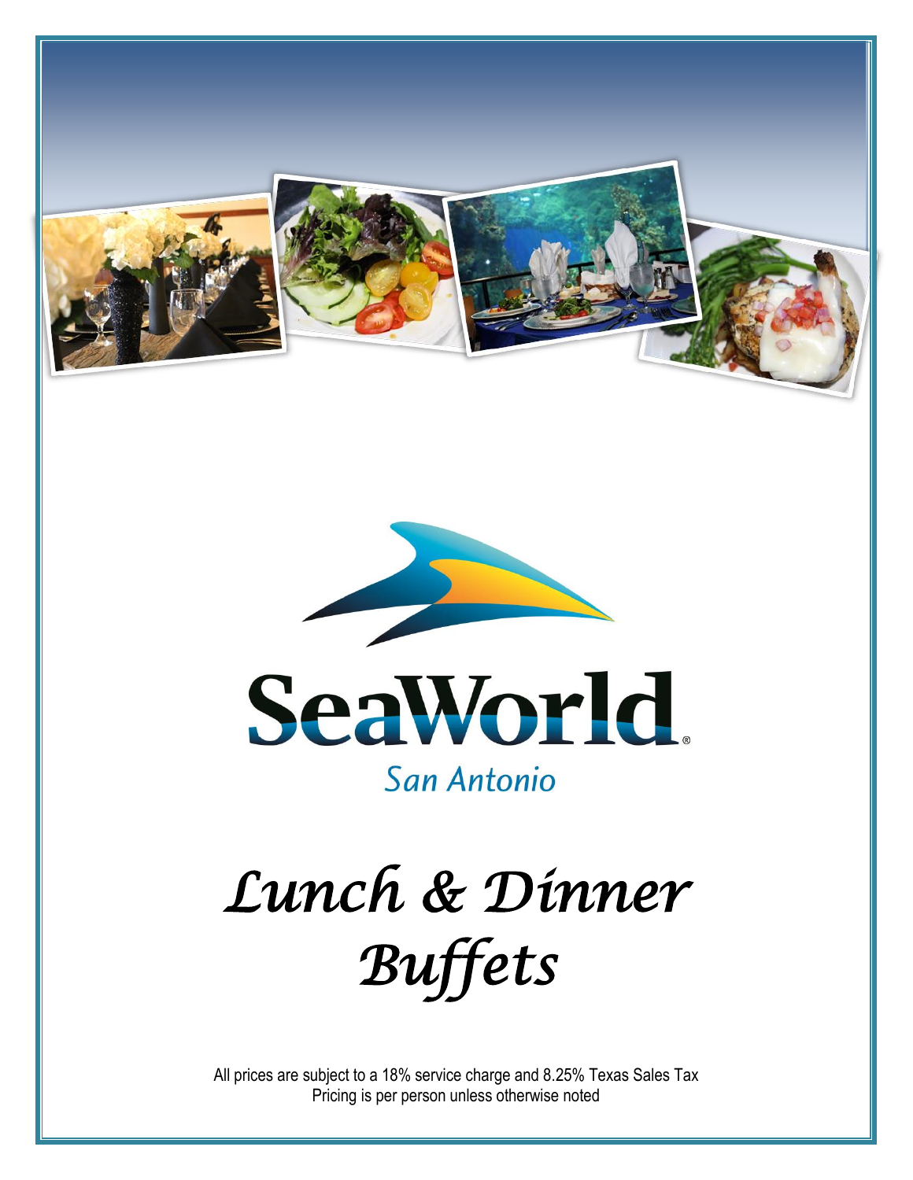SeaWorld

San Antonio

# *Lunch & Dinner Buffets*

All prices are subject to a 18% service charge and 8.25% Texas Sales Tax
Pricing is per person unless otherwise noted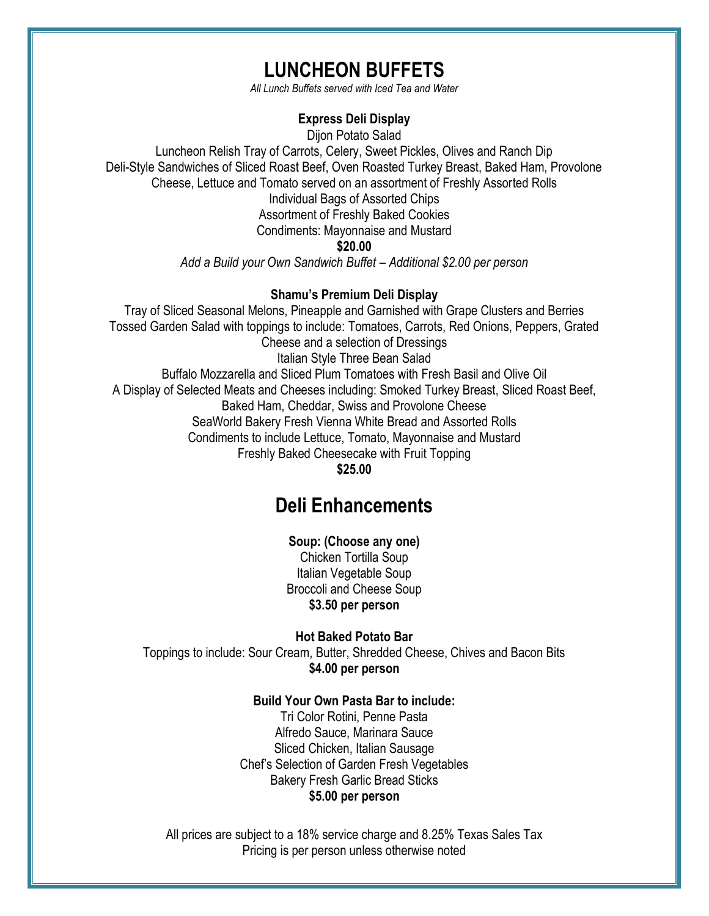# LUNCHEON BUFFETS

*All Lunch Buffets served with Iced Tea and Water*

### Express Deli Display

Dijon Potato Salad
Luncheon Relish Tray of Carrots, Celery, Sweet Pickles, Olives and Ranch Dip
Deli-Style Sandwiches of Sliced Roast Beef, Oven Roasted Turkey Breast, Baked Ham, Provolone Cheese, Lettuce and Tomato served on an assortment of Freshly Assorted Rolls
Individual Bags of Assorted Chips
Assortment of Freshly Baked Cookies
Condiments: Mayonnaise and Mustard

**$20.00**

*Add a Build your Own Sandwich Buffet – Additional $2.00 per person*

### Shamu's Premium Deli Display

Tray of Sliced Seasonal Melons, Pineapple and Garnished with Grape Clusters and Berries
Tossed Garden Salad with toppings to include: Tomatoes, Carrots, Red Onions, Peppers, Grated Cheese and a selection of Dressings
Italian Style Three Bean Salad
Buffalo Mozzarella and Sliced Plum Tomatoes with Fresh Basil and Olive Oil
A Display of Selected Meats and Cheeses including: Smoked Turkey Breast, Sliced Roast Beef, Baked Ham, Cheddar, Swiss and Provolone Cheese
SeaWorld Bakery Fresh Vienna White Bread and Assorted Rolls
Condiments to include Lettuce, Tomato, Mayonnaise and Mustard
Freshly Baked Cheesecake with Fruit Topping

**$25.00**

## Deli Enhancements

### Soup: (Choose any one)

Chicken Tortilla Soup
Italian Vegetable Soup
Broccoli and Cheese Soup

**$3.50 per person**

### Hot Baked Potato Bar

Toppings to include: Sour Cream, Butter, Shredded Cheese, Chives and Bacon Bits

**$4.00 per person**

### Build Your Own Pasta Bar to include:

Tri Color Rotini, Penne Pasta
Alfredo Sauce, Marinara Sauce
Sliced Chicken, Italian Sausage
Chef's Selection of Garden Fresh Vegetables
Bakery Fresh Garlic Bread Sticks

**$5.00 per person**

All prices are subject to a 18% service charge and 8.25% Texas Sales Tax
Pricing is per person unless otherwise noted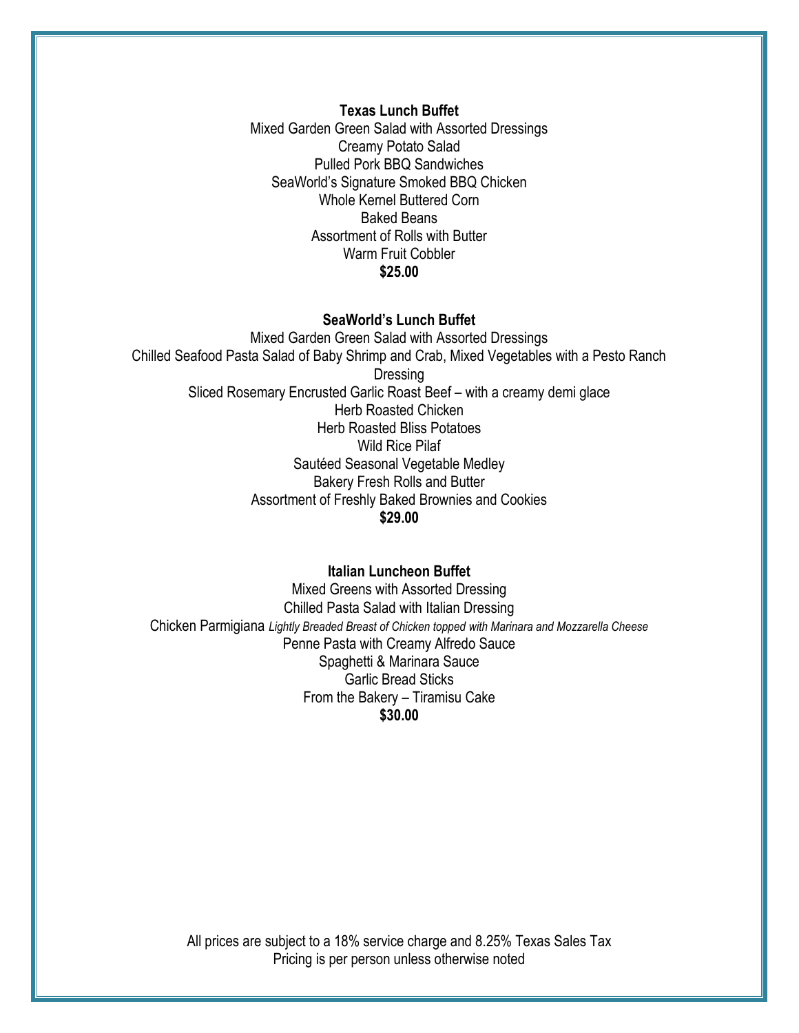**Texas Lunch Buffet**

Mixed Garden Green Salad with Assorted Dressings
Creamy Potato Salad
Pulled Pork BBQ Sandwiches
SeaWorld's Signature Smoked BBQ Chicken
Whole Kernel Buttered Corn
Baked Beans
Assortment of Rolls with Butter
Warm Fruit Cobbler
**$25.00**

**SeaWorld's Lunch Buffet**

Mixed Garden Green Salad with Assorted Dressings
Chilled Seafood Pasta Salad of Baby Shrimp and Crab, Mixed Vegetables with a Pesto Ranch Dressing
Sliced Rosemary Encrusted Garlic Roast Beef – with a creamy demi glace
Herb Roasted Chicken
Herb Roasted Bliss Potatoes
Wild Rice Pilaf
Sautéed Seasonal Vegetable Medley
Bakery Fresh Rolls and Butter
Assortment of Freshly Baked Brownies and Cookies
**$29.00**

**Italian Luncheon Buffet**

Mixed Greens with Assorted Dressing
Chilled Pasta Salad with Italian Dressing
Chicken Parmigiana *Lightly Breaded Breast of Chicken topped with Marinara and Mozzarella Cheese*
Penne Pasta with Creamy Alfredo Sauce
Spaghetti & Marinara Sauce
Garlic Bread Sticks
From the Bakery – Tiramisu Cake
**$30.00**

All prices are subject to a 18% service charge and 8.25% Texas Sales Tax
Pricing is per person unless otherwise noted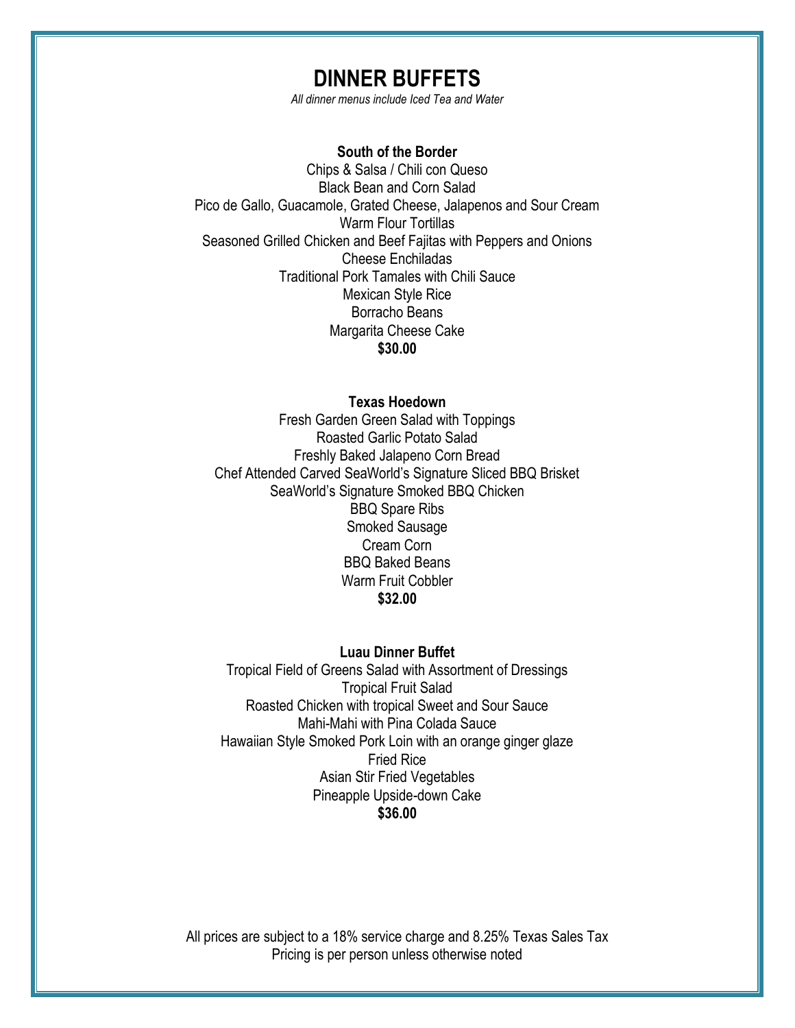# DINNER BUFFETS

*All dinner menus include Iced Tea and Water*

**South of the Border**

Chips & Salsa / Chili con Queso
Black Bean and Corn Salad
Pico de Gallo, Guacamole, Grated Cheese, Jalapenos and Sour Cream
Warm Flour Tortillas
Seasoned Grilled Chicken and Beef Fajitas with Peppers and Onions
Cheese Enchiladas
Traditional Pork Tamales with Chili Sauce
Mexican Style Rice
Borracho Beans
Margarita Cheese Cake
**$30.00**

**Texas Hoedown**

Fresh Garden Green Salad with Toppings
Roasted Garlic Potato Salad
Freshly Baked Jalapeno Corn Bread
Chef Attended Carved SeaWorld's Signature Sliced BBQ Brisket
SeaWorld's Signature Smoked BBQ Chicken
BBQ Spare Ribs
Smoked Sausage
Cream Corn
BBQ Baked Beans
Warm Fruit Cobbler
**$32.00**

**Luau Dinner Buffet**

Tropical Field of Greens Salad with Assortment of Dressings
Tropical Fruit Salad
Roasted Chicken with tropical Sweet and Sour Sauce
Mahi-Mahi with Pina Colada Sauce
Hawaiian Style Smoked Pork Loin with an orange ginger glaze
Fried Rice
Asian Stir Fried Vegetables
Pineapple Upside-down Cake
**$36.00**

All prices are subject to a 18% service charge and 8.25% Texas Sales Tax
Pricing is per person unless otherwise noted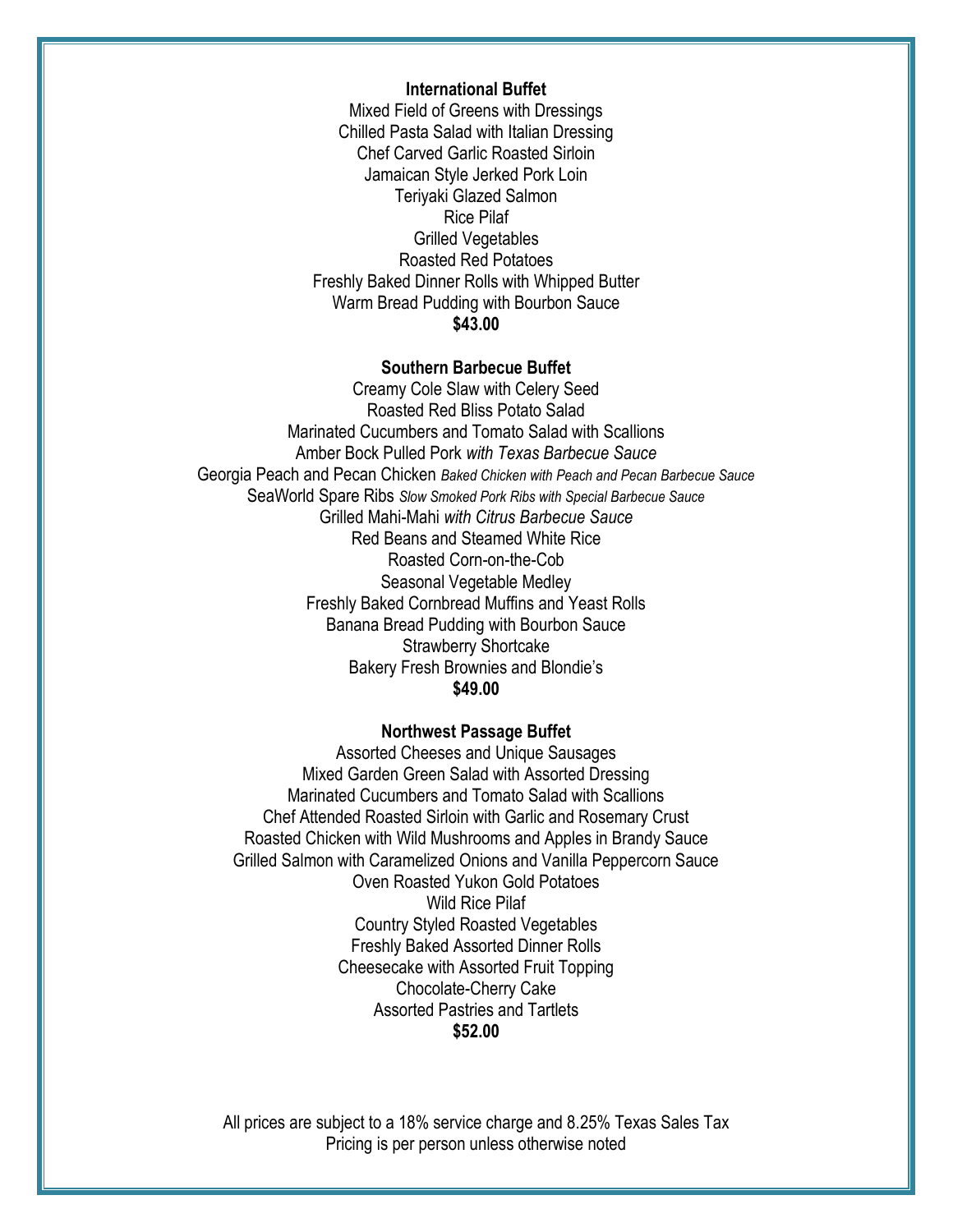**International Buffet**

Mixed Field of Greens with Dressings
Chilled Pasta Salad with Italian Dressing
Chef Carved Garlic Roasted Sirloin
Jamaican Style Jerked Pork Loin
Teriyaki Glazed Salmon
Rice Pilaf
Grilled Vegetables
Roasted Red Potatoes
Freshly Baked Dinner Rolls with Whipped Butter
Warm Bread Pudding with Bourbon Sauce
**$43.00**

**Southern Barbecue Buffet**

Creamy Cole Slaw with Celery Seed
Roasted Red Bliss Potato Salad
Marinated Cucumbers and Tomato Salad with Scallions
Amber Bock Pulled Pork *with Texas Barbecue Sauce*
Georgia Peach and Pecan Chicken *Baked Chicken with Peach and Pecan Barbecue Sauce*
SeaWorld Spare Ribs *Slow Smoked Pork Ribs with Special Barbecue Sauce*
Grilled Mahi-Mahi *with Citrus Barbecue Sauce*
Red Beans and Steamed White Rice
Roasted Corn-on-the-Cob
Seasonal Vegetable Medley
Freshly Baked Cornbread Muffins and Yeast Rolls
Banana Bread Pudding with Bourbon Sauce
Strawberry Shortcake
Bakery Fresh Brownies and Blondie's
**$49.00**

**Northwest Passage Buffet**

Assorted Cheeses and Unique Sausages
Mixed Garden Green Salad with Assorted Dressing
Marinated Cucumbers and Tomato Salad with Scallions
Chef Attended Roasted Sirloin with Garlic and Rosemary Crust
Roasted Chicken with Wild Mushrooms and Apples in Brandy Sauce
Grilled Salmon with Caramelized Onions and Vanilla Peppercorn Sauce
Oven Roasted Yukon Gold Potatoes
Wild Rice Pilaf
Country Styled Roasted Vegetables
Freshly Baked Assorted Dinner Rolls
Cheesecake with Assorted Fruit Topping
Chocolate-Cherry Cake
Assorted Pastries and Tartlets
**$52.00**

All prices are subject to a 18% service charge and 8.25% Texas Sales Tax
Pricing is per person unless otherwise noted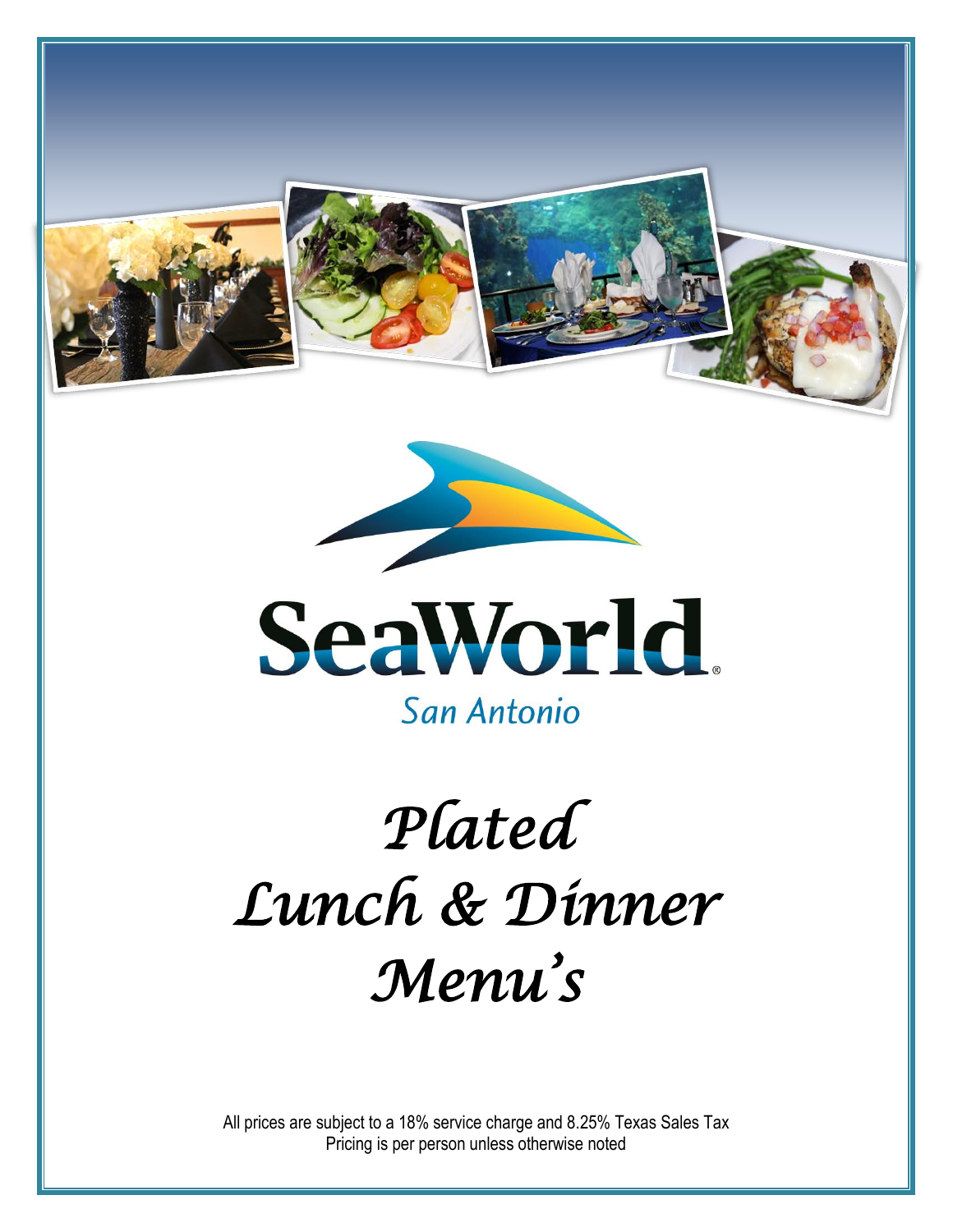SeaWorld

San Antonio

# Plated Lunch & Dinner Menu's

All prices are subject to a 18% service charge and 8.25% Texas Sales Tax
Pricing is per person unless otherwise noted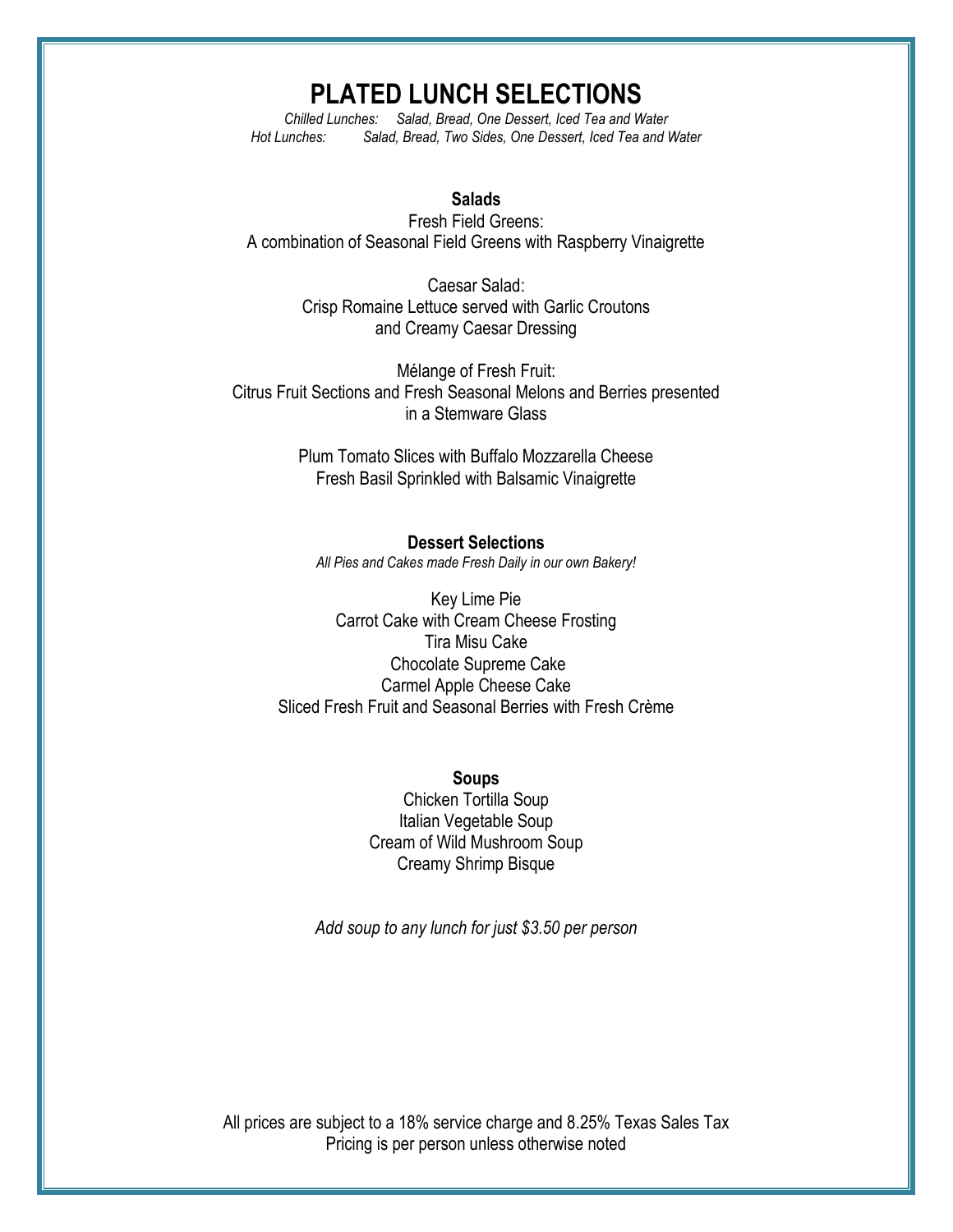# PLATED LUNCH SELECTIONS

*Chilled Lunches: Salad, Bread, One Dessert, Iced Tea and Water*
*Hot Lunches: Salad, Bread, Two Sides, One Dessert, Iced Tea and Water*

## Salads

Fresh Field Greens:
A combination of Seasonal Field Greens with Raspberry Vinaigrette

Caesar Salad:
Crisp Romaine Lettuce served with Garlic Croutons
and Creamy Caesar Dressing

Mélange of Fresh Fruit:
Citrus Fruit Sections and Fresh Seasonal Melons and Berries presented
in a Stemware Glass

Plum Tomato Slices with Buffalo Mozzarella Cheese
Fresh Basil Sprinkled with Balsamic Vinaigrette

## Dessert Selections

*All Pies and Cakes made Fresh Daily in our own Bakery!*

Key Lime Pie
Carrot Cake with Cream Cheese Frosting
Tira Misu Cake
Chocolate Supreme Cake
Carmel Apple Cheese Cake
Sliced Fresh Fruit and Seasonal Berries with Fresh Crème

## Soups

Chicken Tortilla Soup
Italian Vegetable Soup
Cream of Wild Mushroom Soup
Creamy Shrimp Bisque

*Add soup to any lunch for just $3.50 per person*

All prices are subject to a 18% service charge and 8.25% Texas Sales Tax
Pricing is per person unless otherwise noted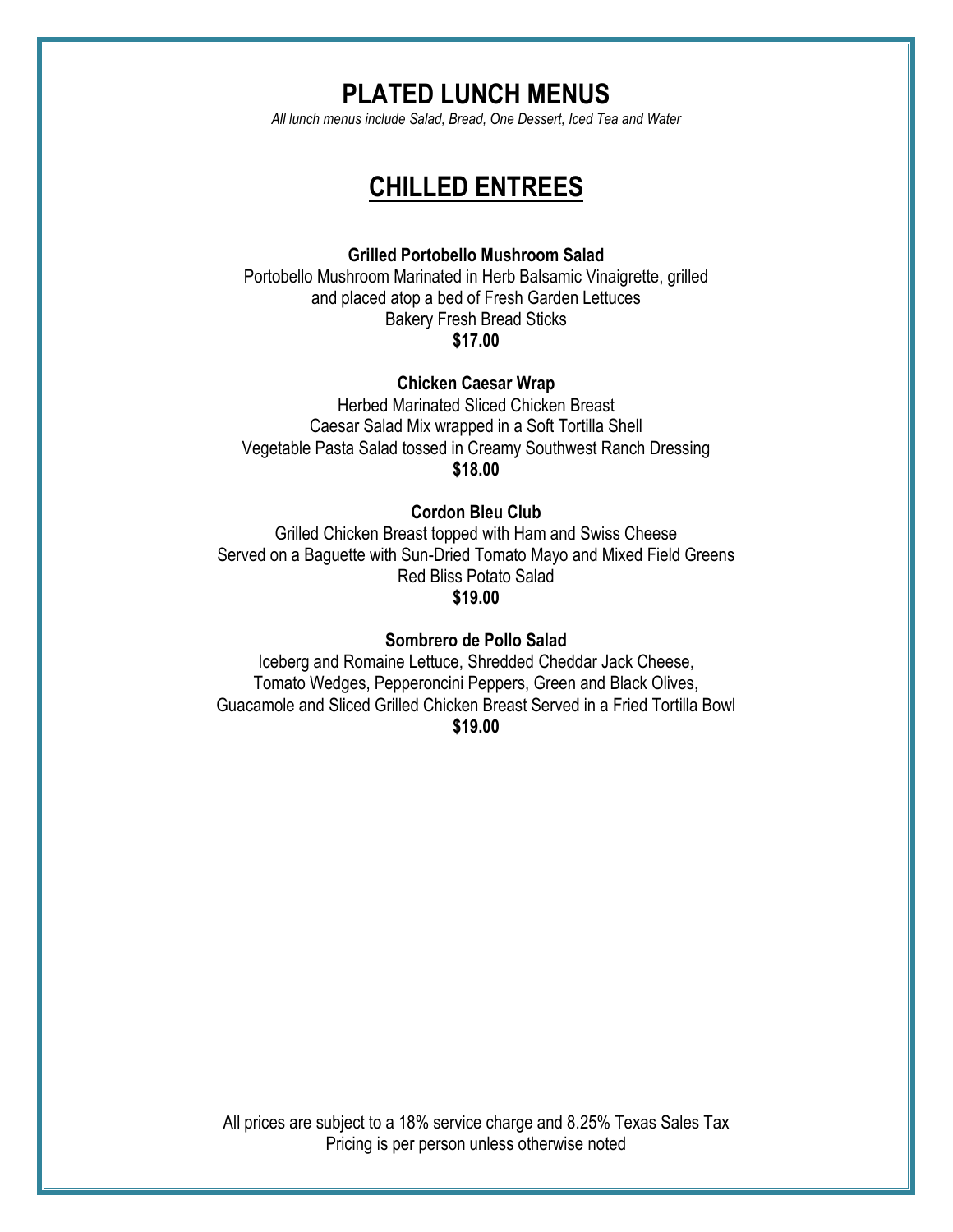# PLATED LUNCH MENUS

*All lunch menus include Salad, Bread, One Dessert, Iced Tea and Water*

## CHILLED ENTREES

**Grilled Portobello Mushroom Salad**

Portobello Mushroom Marinated in Herb Balsamic Vinaigrette, grilled
and placed atop a bed of Fresh Garden Lettuces
Bakery Fresh Bread Sticks
**$17.00**

**Chicken Caesar Wrap**

Herbed Marinated Sliced Chicken Breast
Caesar Salad Mix wrapped in a Soft Tortilla Shell
Vegetable Pasta Salad tossed in Creamy Southwest Ranch Dressing
**$18.00**

**Cordon Bleu Club**

Grilled Chicken Breast topped with Ham and Swiss Cheese
Served on a Baguette with Sun-Dried Tomato Mayo and Mixed Field Greens
Red Bliss Potato Salad
**$19.00**

**Sombrero de Pollo Salad**

Iceberg and Romaine Lettuce, Shredded Cheddar Jack Cheese,
Tomato Wedges, Pepperoncini Peppers, Green and Black Olives,
Guacamole and Sliced Grilled Chicken Breast Served in a Fried Tortilla Bowl
**$19.00**

All prices are subject to a 18% service charge and 8.25% Texas Sales Tax
Pricing is per person unless otherwise noted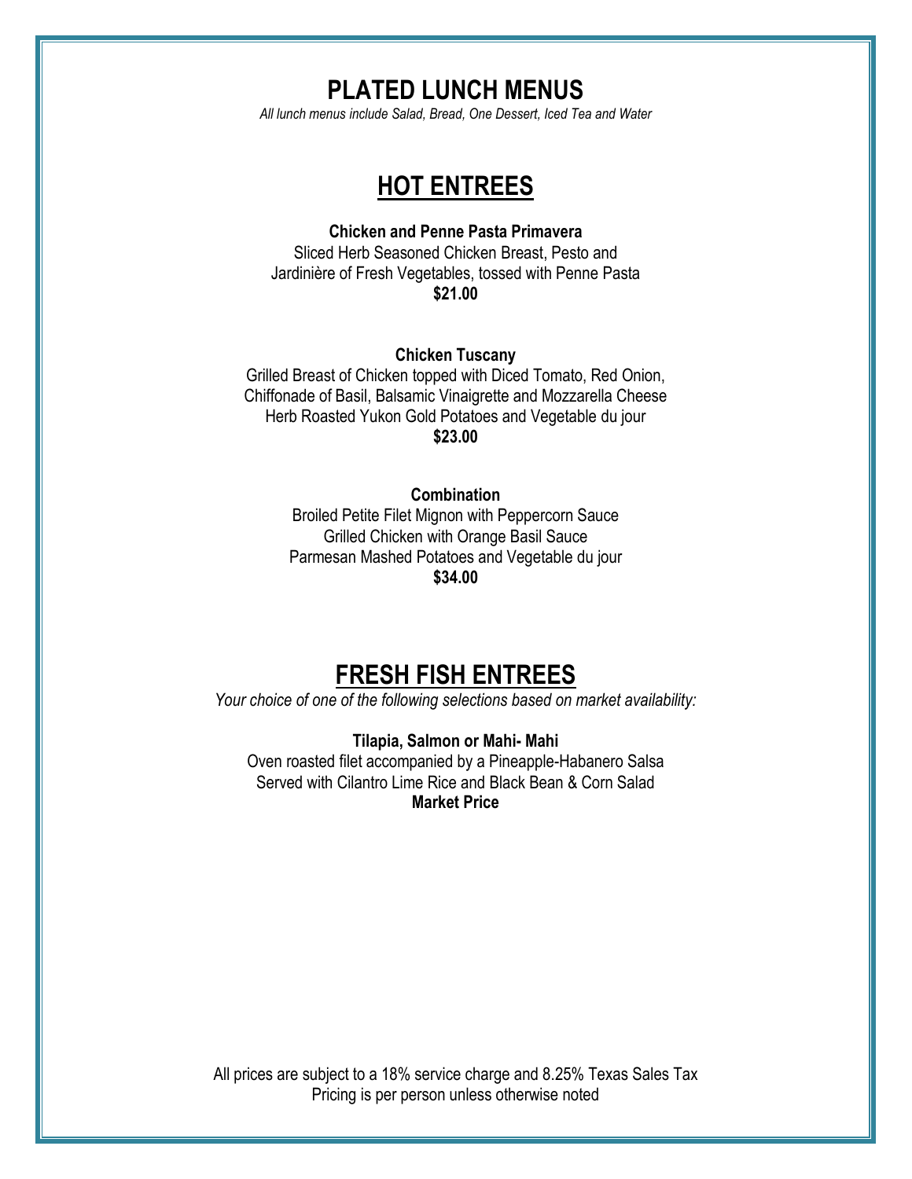# PLATED LUNCH MENUS

*All lunch menus include Salad, Bread, One Dessert, Iced Tea and Water*

## HOT ENTREES

**Chicken and Penne Pasta Primavera**
Sliced Herb Seasoned Chicken Breast, Pesto and
Jardinière of Fresh Vegetables, tossed with Penne Pasta
**$21.00**

**Chicken Tuscany**
Grilled Breast of Chicken topped with Diced Tomato, Red Onion,
Chiffonade of Basil, Balsamic Vinaigrette and Mozzarella Cheese
Herb Roasted Yukon Gold Potatoes and Vegetable du jour
**$23.00**

**Combination**
Broiled Petite Filet Mignon with Peppercorn Sauce
Grilled Chicken with Orange Basil Sauce
Parmesan Mashed Potatoes and Vegetable du jour
**$34.00**

## FRESH FISH ENTREES

*Your choice of one of the following selections based on market availability:*

**Tilapia, Salmon or Mahi- Mahi**
Oven roasted filet accompanied by a Pineapple-Habanero Salsa
Served with Cilantro Lime Rice and Black Bean & Corn Salad
**Market Price**

All prices are subject to a 18% service charge and 8.25% Texas Sales Tax
Pricing is per person unless otherwise noted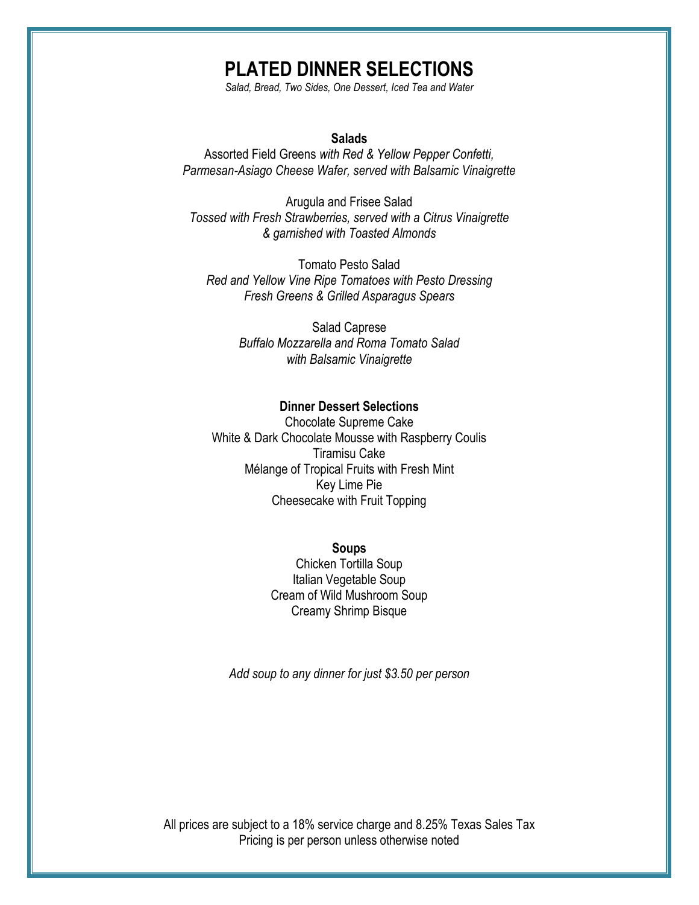# PLATED DINNER SELECTIONS

*Salad, Bread, Two Sides, One Dessert, Iced Tea and Water*

**Salads**

Assorted Field Greens *with Red & Yellow Pepper Confetti, Parmesan-Asiago Cheese Wafer, served with Balsamic Vinaigrette*

Arugula and Frisee Salad
*Tossed with Fresh Strawberries, served with a Citrus Vinaigrette & garnished with Toasted Almonds*

Tomato Pesto Salad
*Red and Yellow Vine Ripe Tomatoes with Pesto Dressing Fresh Greens & Grilled Asparagus Spears*

Salad Caprese
*Buffalo Mozzarella and Roma Tomato Salad with Balsamic Vinaigrette*

**Dinner Dessert Selections**

Chocolate Supreme Cake
White & Dark Chocolate Mousse with Raspberry Coulis
Tiramisu Cake
Mélange of Tropical Fruits with Fresh Mint
Key Lime Pie
Cheesecake with Fruit Topping

**Soups**

Chicken Tortilla Soup
Italian Vegetable Soup
Cream of Wild Mushroom Soup
Creamy Shrimp Bisque

*Add soup to any dinner for just $3.50 per person*

All prices are subject to a 18% service charge and 8.25% Texas Sales Tax
Pricing is per person unless otherwise noted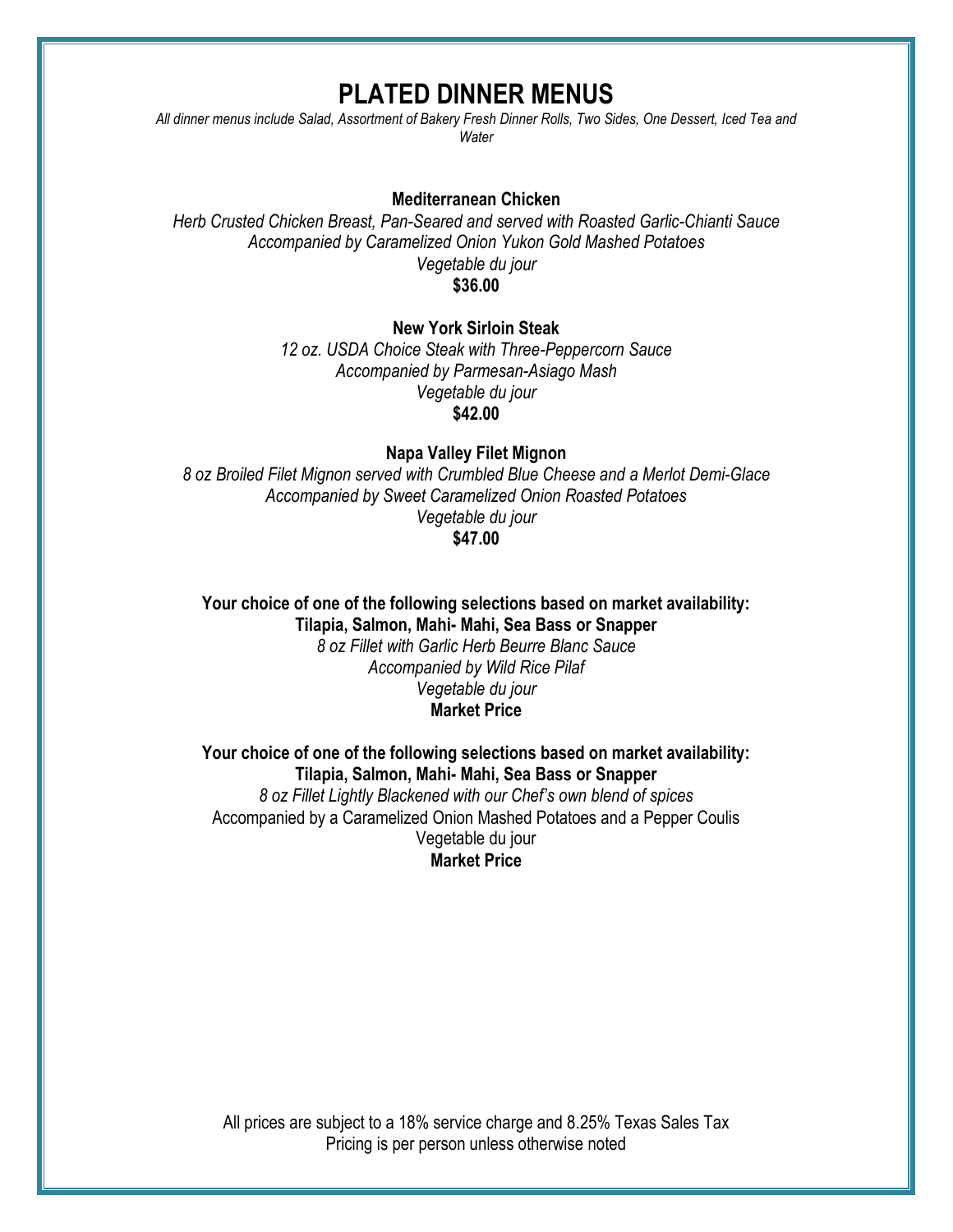# PLATED DINNER MENUS

*All dinner menus include Salad, Assortment of Bakery Fresh Dinner Rolls, Two Sides, One Dessert, Iced Tea and Water*

**Mediterranean Chicken**

*Herb Crusted Chicken Breast, Pan-Seared and served with Roasted Garlic-Chianti Sauce*
*Accompanied by Caramelized Onion Yukon Gold Mashed Potatoes*
*Vegetable du jour*
**$36.00**

**New York Sirloin Steak**

*12 oz. USDA Choice Steak with Three-Peppercorn Sauce*
*Accompanied by Parmesan-Asiago Mash*
*Vegetable du jour*
**$42.00**

**Napa Valley Filet Mignon**

*8 oz Broiled Filet Mignon served with Crumbled Blue Cheese and a Merlot Demi-Glace*
*Accompanied by Sweet Caramelized Onion Roasted Potatoes*
*Vegetable du jour*
**$47.00**

**Your choice of one of the following selections based on market availability:**
**Tilapia, Salmon, Mahi- Mahi, Sea Bass or Snapper**

*8 oz Fillet with Garlic Herb Beurre Blanc Sauce*
*Accompanied by Wild Rice Pilaf*
*Vegetable du jour*
**Market Price**

**Your choice of one of the following selections based on market availability:**
**Tilapia, Salmon, Mahi- Mahi, Sea Bass or Snapper**

*8 oz Fillet Lightly Blackened with our Chef's own blend of spices*
Accompanied by a Caramelized Onion Mashed Potatoes and a Pepper Coulis
Vegetable du jour
**Market Price**

All prices are subject to a 18% service charge and 8.25% Texas Sales Tax
Pricing is per person unless otherwise noted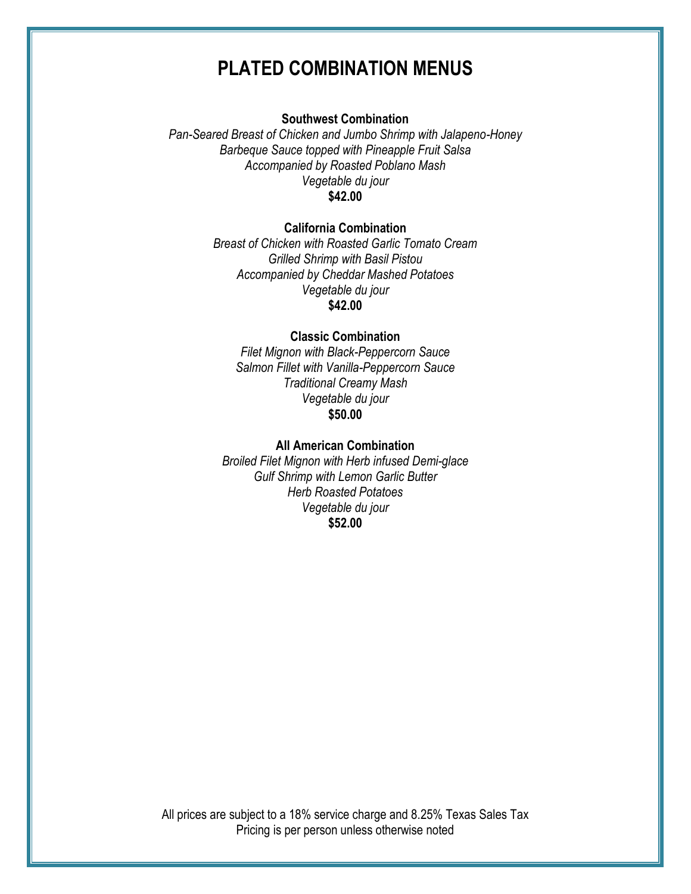# PLATED COMBINATION MENUS

**Southwest Combination**
*Pan-Seared Breast of Chicken and Jumbo Shrimp with Jalapeno-Honey*
*Barbeque Sauce topped with Pineapple Fruit Salsa*
*Accompanied by Roasted Poblano Mash*
*Vegetable du jour*
**$42.00**

**California Combination**
*Breast of Chicken with Roasted Garlic Tomato Cream*
*Grilled Shrimp with Basil Pistou*
*Accompanied by Cheddar Mashed Potatoes*
*Vegetable du jour*
**$42.00**

**Classic Combination**
*Filet Mignon with Black-Peppercorn Sauce*
*Salmon Fillet with Vanilla-Peppercorn Sauce*
*Traditional Creamy Mash*
*Vegetable du jour*
**$50.00**

**All American Combination**
*Broiled Filet Mignon with Herb infused Demi-glace*
*Gulf Shrimp with Lemon Garlic Butter*
*Herb Roasted Potatoes*
*Vegetable du jour*
**$52.00**

All prices are subject to a 18% service charge and 8.25% Texas Sales Tax
Pricing is per person unless otherwise noted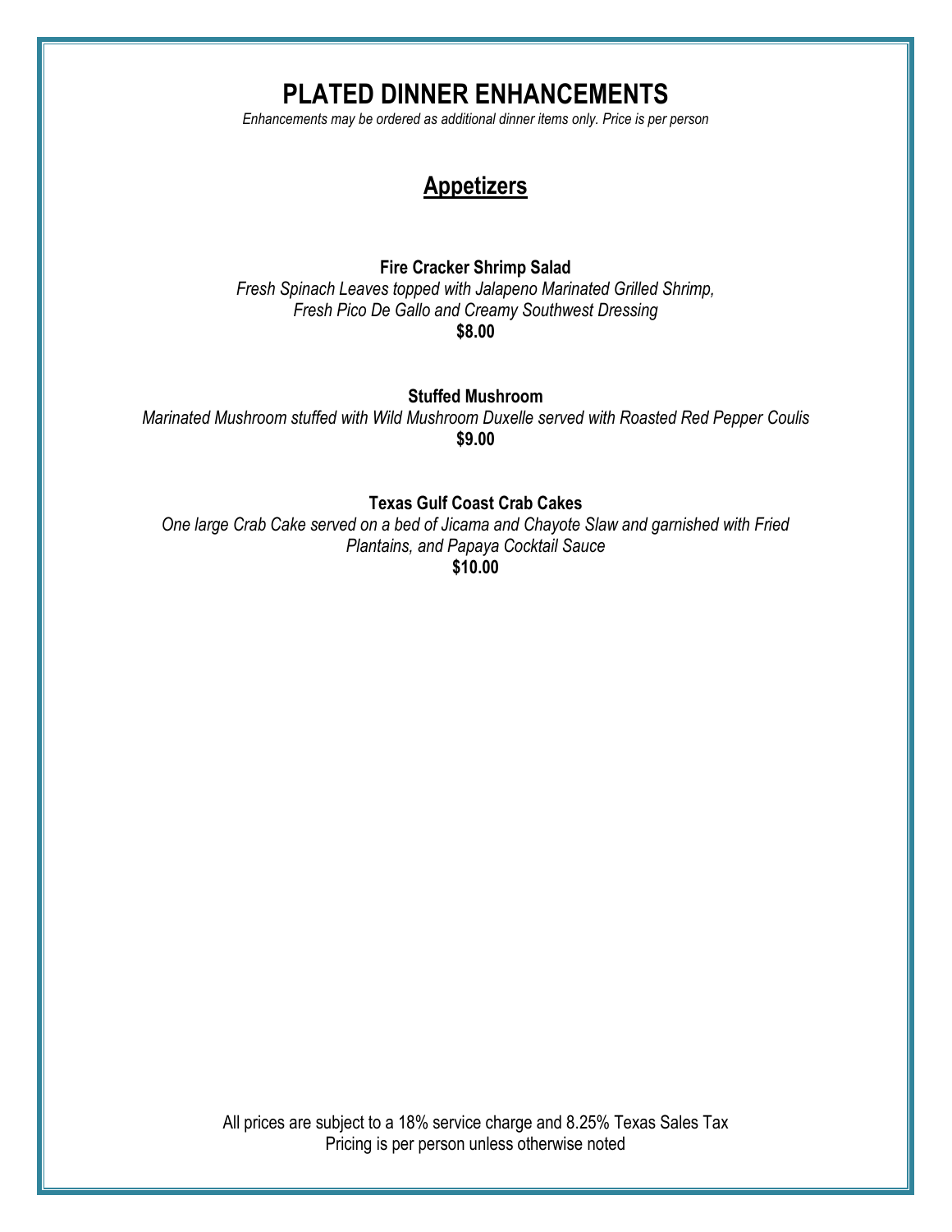# PLATED DINNER ENHANCEMENTS

*Enhancements may be ordered as additional dinner items only. Price is per person*

## Appetizers

**Fire Cracker Shrimp Salad**

*Fresh Spinach Leaves topped with Jalapeno Marinated Grilled Shrimp,*
*Fresh Pico De Gallo and Creamy Southwest Dressing*

**$8.00**

**Stuffed Mushroom**

*Marinated Mushroom stuffed with Wild Mushroom Duxelle served with Roasted Red Pepper Coulis*

**$9.00**

**Texas Gulf Coast Crab Cakes**

*One large Crab Cake served on a bed of Jicama and Chayote Slaw and garnished with Fried Plantains, and Papaya Cocktail Sauce*

**$10.00**

All prices are subject to a 18% service charge and 8.25% Texas Sales Tax
Pricing is per person unless otherwise noted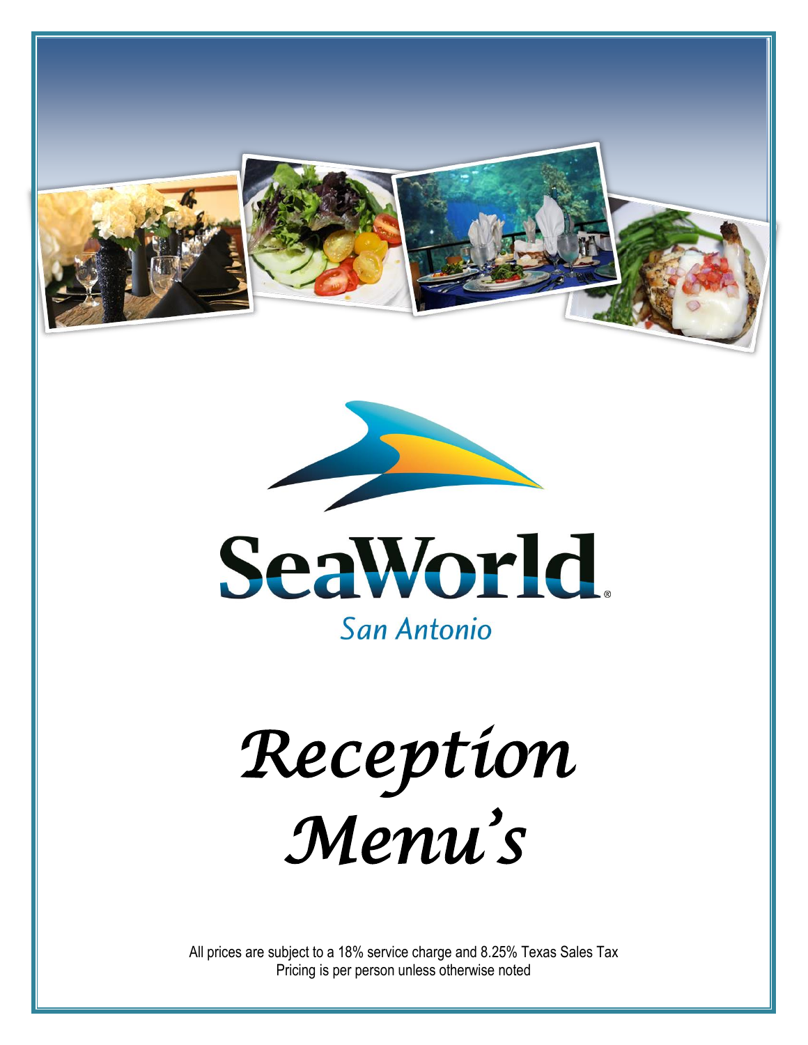SeaWorld

San Antonio

# Reception Menu's

All prices are subject to a 18% service charge and 8.25% Texas Sales Tax
Pricing is per person unless otherwise noted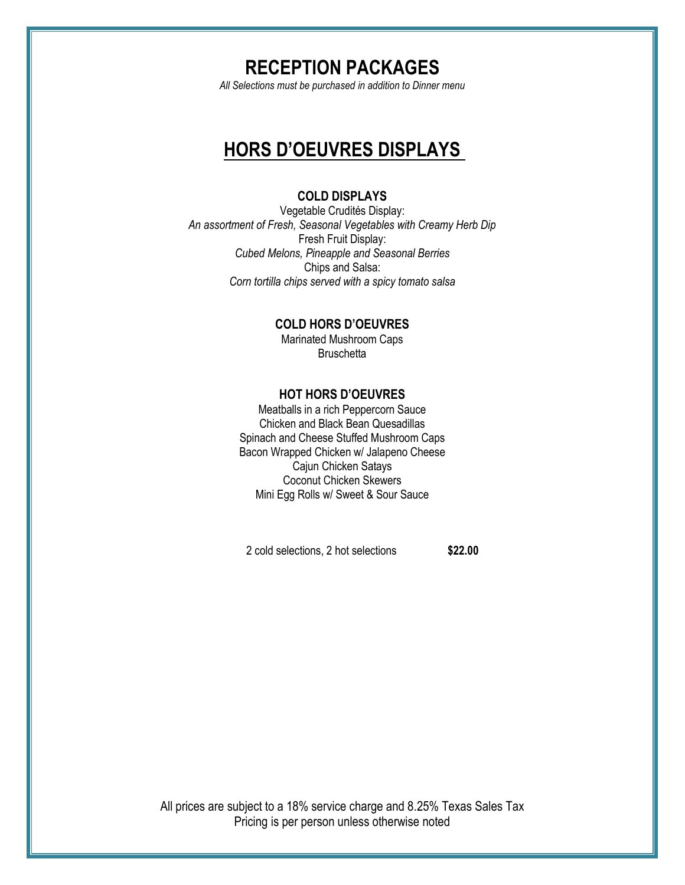# RECEPTION PACKAGES

*All Selections must be purchased in addition to Dinner menu*

## HORS D'OEUVRES DISPLAYS

### COLD DISPLAYS

Vegetable Crudités Display:
*An assortment of Fresh, Seasonal Vegetables with Creamy Herb Dip*
Fresh Fruit Display:
*Cubed Melons, Pineapple and Seasonal Berries*
Chips and Salsa:
*Corn tortilla chips served with a spicy tomato salsa*

### COLD HORS D'OEUVRES

Marinated Mushroom Caps
Bruschetta

### HOT HORS D'OEUVRES

Meatballs in a rich Peppercorn Sauce
Chicken and Black Bean Quesadillas
Spinach and Cheese Stuffed Mushroom Caps
Bacon Wrapped Chicken w/ Jalapeno Cheese
Cajun Chicken Satays
Coconut Chicken Skewers
Mini Egg Rolls w/ Sweet & Sour Sauce

2 cold selections, 2 hot selections **$22.00**

All prices are subject to a 18% service charge and 8.25% Texas Sales Tax
Pricing is per person unless otherwise noted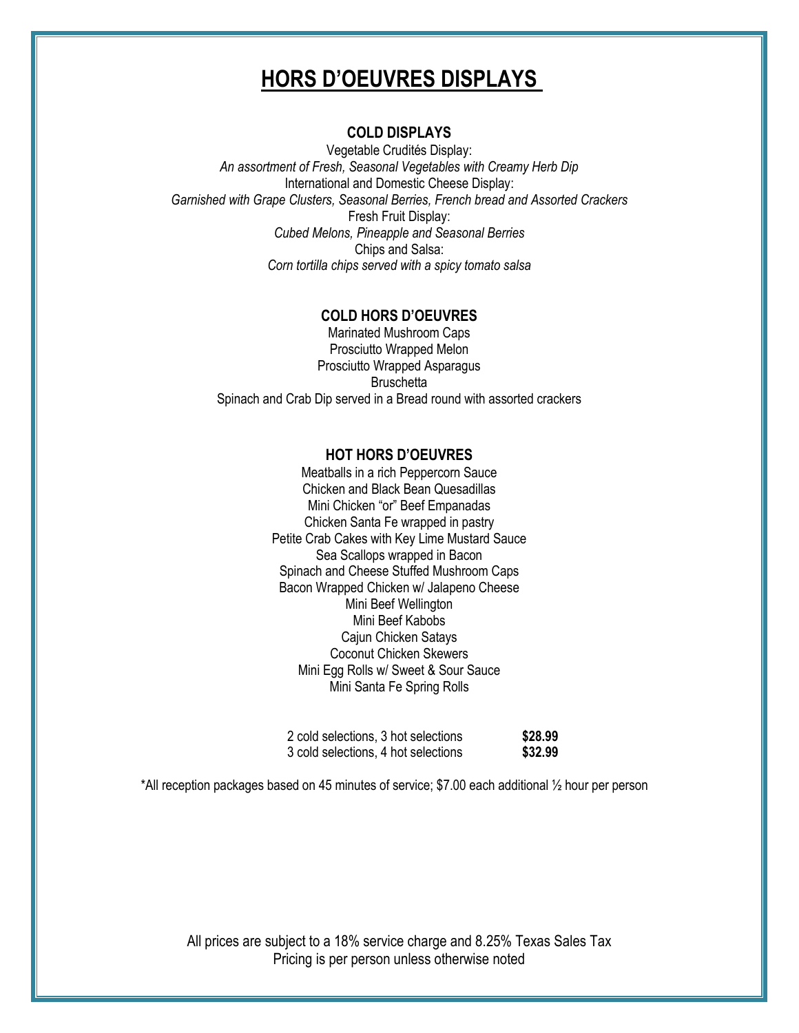# HORS D'OEUVRES DISPLAYS

### COLD DISPLAYS

Vegetable Crudités Display:
*An assortment of Fresh, Seasonal Vegetables with Creamy Herb Dip*
International and Domestic Cheese Display:
*Garnished with Grape Clusters, Seasonal Berries, French bread and Assorted Crackers*
Fresh Fruit Display:
*Cubed Melons, Pineapple and Seasonal Berries*
Chips and Salsa:
*Corn tortilla chips served with a spicy tomato salsa*

### COLD HORS D'OEUVRES

Marinated Mushroom Caps
Prosciutto Wrapped Melon
Prosciutto Wrapped Asparagus
Bruschetta
Spinach and Crab Dip served in a Bread round with assorted crackers

### HOT HORS D'OEUVRES

Meatballs in a rich Peppercorn Sauce
Chicken and Black Bean Quesadillas
Mini Chicken "or" Beef Empanadas
Chicken Santa Fe wrapped in pastry
Petite Crab Cakes with Key Lime Mustard Sauce
Sea Scallops wrapped in Bacon
Spinach and Cheese Stuffed Mushroom Caps
Bacon Wrapped Chicken w/ Jalapeno Cheese
Mini Beef Wellington
Mini Beef Kabobs
Cajun Chicken Satays
Coconut Chicken Skewers
Mini Egg Rolls w/ Sweet & Sour Sauce
Mini Santa Fe Spring Rolls

| | |
|---|---|
| 2 cold selections, 3 hot selections | **$28.99** |
| 3 cold selections, 4 hot selections | **$32.99** |

*All reception packages based on 45 minutes of service; $7.00 each additional ½ hour per person

All prices are subject to a 18% service charge and 8.25% Texas Sales Tax
Pricing is per person unless otherwise noted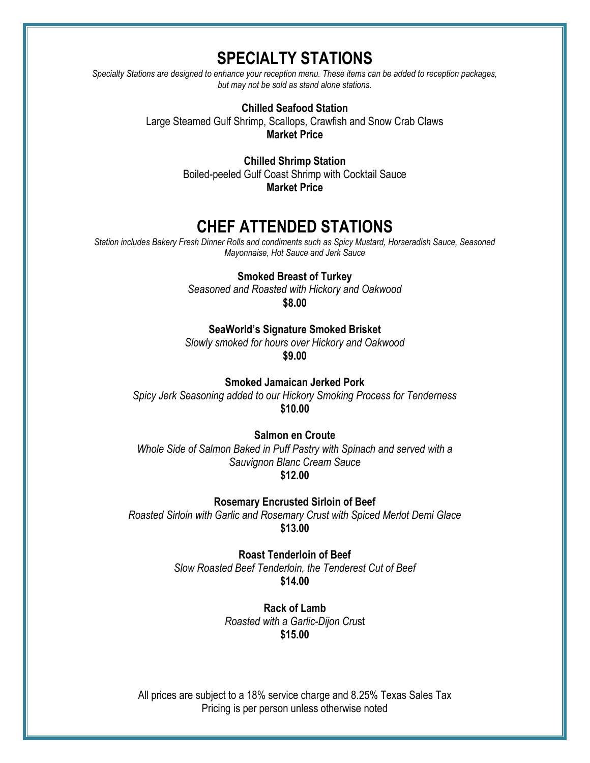# SPECIALTY STATIONS

*Specialty Stations are designed to enhance your reception menu. These items can be added to reception packages, but may not be sold as stand alone stations.*

**Chilled Seafood Station**
Large Steamed Gulf Shrimp, Scallops, Crawfish and Snow Crab Claws
**Market Price**

**Chilled Shrimp Station**
Boiled-peeled Gulf Coast Shrimp with Cocktail Sauce
**Market Price**

# CHEF ATTENDED STATIONS

*Station includes Bakery Fresh Dinner Rolls and condiments such as Spicy Mustard, Horseradish Sauce, Seasoned Mayonnaise, Hot Sauce and Jerk Sauce*

**Smoked Breast of Turkey**
*Seasoned and Roasted with Hickory and Oakwood*
**$8.00**

**SeaWorld's Signature Smoked Brisket**
*Slowly smoked for hours over Hickory and Oakwood*
**$9.00**

**Smoked Jamaican Jerked Pork**
*Spicy Jerk Seasoning added to our Hickory Smoking Process for Tenderness*
**$10.00**

**Salmon en Croute**
*Whole Side of Salmon Baked in Puff Pastry with Spinach and served with a Sauvignon Blanc Cream Sauce*
**$12.00**

**Rosemary Encrusted Sirloin of Beef**
*Roasted Sirloin with Garlic and Rosemary Crust with Spiced Merlot Demi Glace*
**$13.00**

**Roast Tenderloin of Beef**
*Slow Roasted Beef Tenderloin, the Tenderest Cut of Beef*
**$14.00**

**Rack of Lamb**
*Roasted with a Garlic-Dijon Crust*
**$15.00**

All prices are subject to a 18% service charge and 8.25% Texas Sales Tax
Pricing is per person unless otherwise noted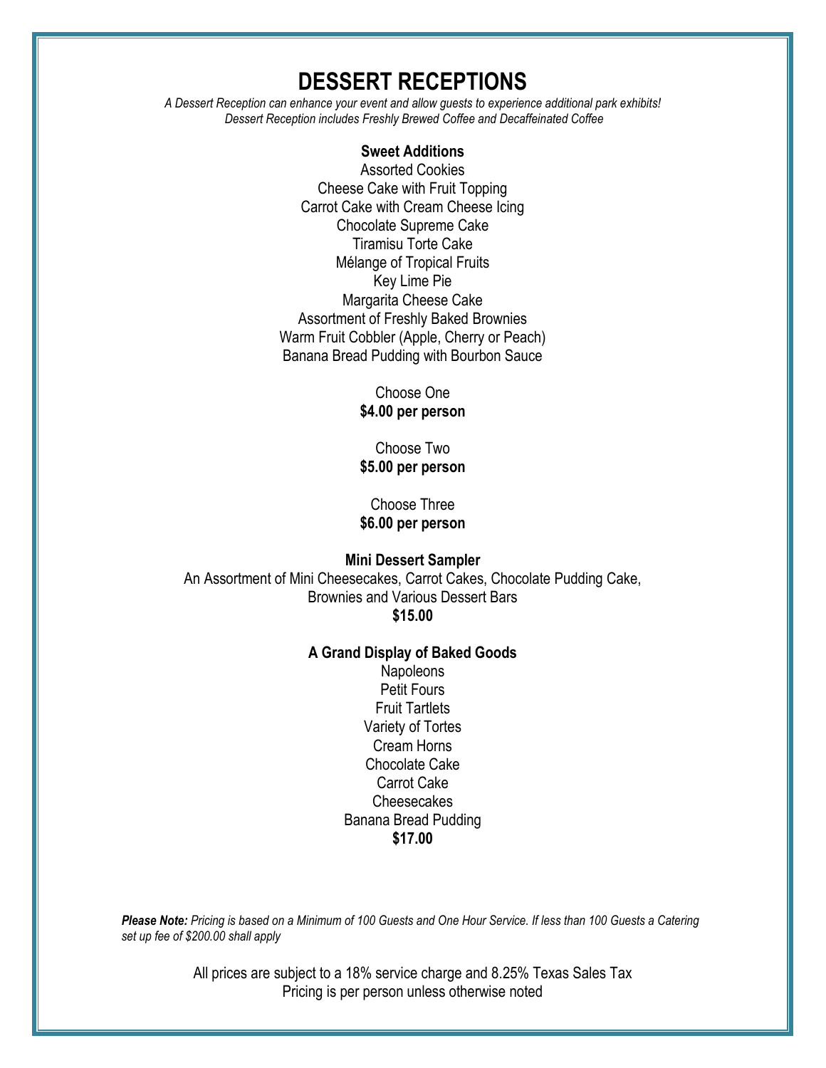# DESSERT RECEPTIONS

*A Dessert Reception can enhance your event and allow guests to experience additional park exhibits!*
*Dessert Reception includes Freshly Brewed Coffee and Decaffeinated Coffee*

**Sweet Additions**

Assorted Cookies
Cheese Cake with Fruit Topping
Carrot Cake with Cream Cheese Icing
Chocolate Supreme Cake
Tiramisu Torte Cake
Mélange of Tropical Fruits
Key Lime Pie
Margarita Cheese Cake
Assortment of Freshly Baked Brownies
Warm Fruit Cobbler (Apple, Cherry or Peach)
Banana Bread Pudding with Bourbon Sauce

Choose One
**$4.00 per person**

Choose Two
**$5.00 per person**

Choose Three
**$6.00 per person**

**Mini Dessert Sampler**

An Assortment of Mini Cheesecakes, Carrot Cakes, Chocolate Pudding Cake, Brownies and Various Dessert Bars
**$15.00**

**A Grand Display of Baked Goods**

Napoleons
Petit Fours
Fruit Tartlets
Variety of Tortes
Cream Horns
Chocolate Cake
Carrot Cake
Cheesecakes
Banana Bread Pudding
**$17.00**

***Please Note:*** *Pricing is based on a Minimum of 100 Guests and One Hour Service. If less than 100 Guests a Catering set up fee of $200.00 shall apply*

All prices are subject to a 18% service charge and 8.25% Texas Sales Tax
Pricing is per person unless otherwise noted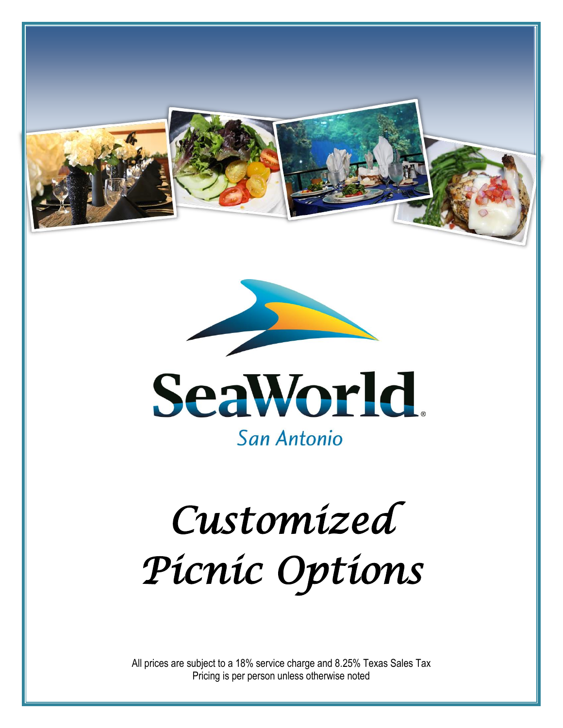SeaWorld

San Antonio

# *Customized Picnic Options*

All prices are subject to a 18% service charge and 8.25% Texas Sales Tax
Pricing is per person unless otherwise noted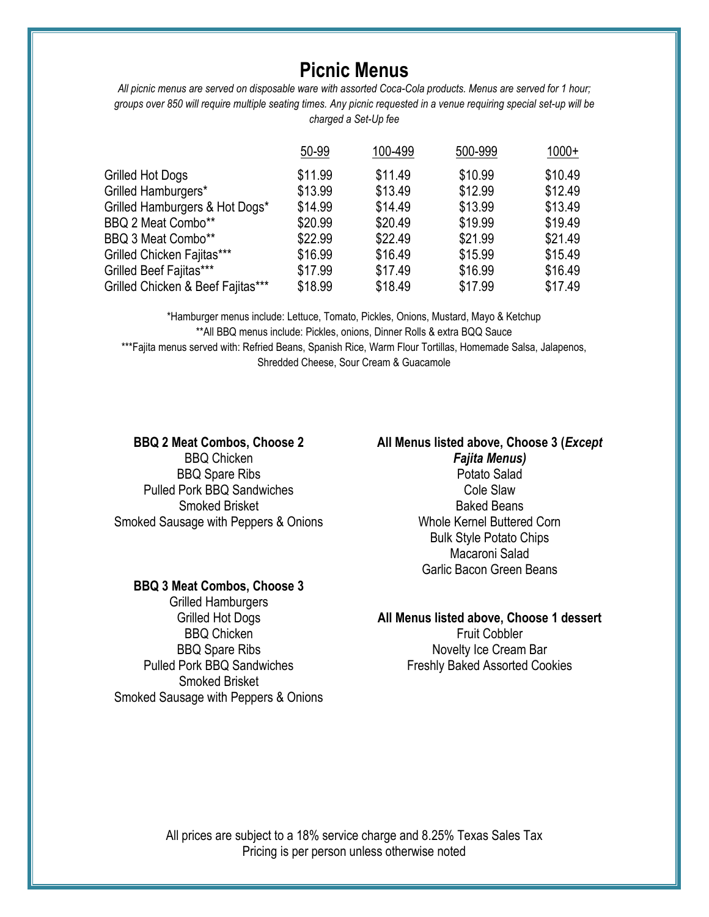# Picnic Menus

*All picnic menus are served on disposable ware with assorted Coca-Cola products. Menus are served for 1 hour; groups over 850 will require multiple seating times. Any picnic requested in a venue requiring special set-up will be charged a Set-Up fee*

| | 50-99 | 100-499 | 500-999 | 1000+ |
|---|---|---|---|---|
| Grilled Hot Dogs | $11.99 | $11.49 | $10.99 | $10.49 |
| Grilled Hamburgers* | $13.99 | $13.49 | $12.99 | $12.49 |
| Grilled Hamburgers & Hot Dogs* | $14.99 | $14.49 | $13.99 | $13.49 |
| BBQ 2 Meat Combo** | $20.99 | $20.49 | $19.99 | $19.49 |
| BBQ 3 Meat Combo** | $22.99 | $22.49 | $21.99 | $21.49 |
| Grilled Chicken Fajitas*** | $16.99 | $16.49 | $15.99 | $15.49 |
| Grilled Beef Fajitas*** | $17.99 | $17.49 | $16.99 | $16.49 |
| Grilled Chicken & Beef Fajitas*** | $18.99 | $18.49 | $17.99 | $17.49 |

*Hamburger menus include: Lettuce, Tomato, Pickles, Onions, Mustard, Mayo & Ketchup

**All BBQ menus include: Pickles, onions, Dinner Rolls & extra BQQ Sauce

***Fajita menus served with: Refried Beans, Spanish Rice, Warm Flour Tortillas, Homemade Salsa, Jalapenos, Shredded Cheese, Sour Cream & Guacamole

**BBQ 2 Meat Combos, Choose 2**

BBQ Chicken
BBQ Spare Ribs
Pulled Pork BBQ Sandwiches
Smoked Brisket
Smoked Sausage with Peppers & Onions

**BBQ 3 Meat Combos, Choose 3**

Grilled Hamburgers
Grilled Hot Dogs
BBQ Chicken
BBQ Spare Ribs
Pulled Pork BBQ Sandwiches
Smoked Brisket
Smoked Sausage with Peppers & Onions

**All Menus listed above, Choose 3 (*Except Fajita Menus)***

Potato Salad
Cole Slaw
Baked Beans
Whole Kernel Buttered Corn
Bulk Style Potato Chips
Macaroni Salad
Garlic Bacon Green Beans

**All Menus listed above, Choose 1 dessert**

Fruit Cobbler
Novelty Ice Cream Bar
Freshly Baked Assorted Cookies

All prices are subject to a 18% service charge and 8.25% Texas Sales Tax
Pricing is per person unless otherwise noted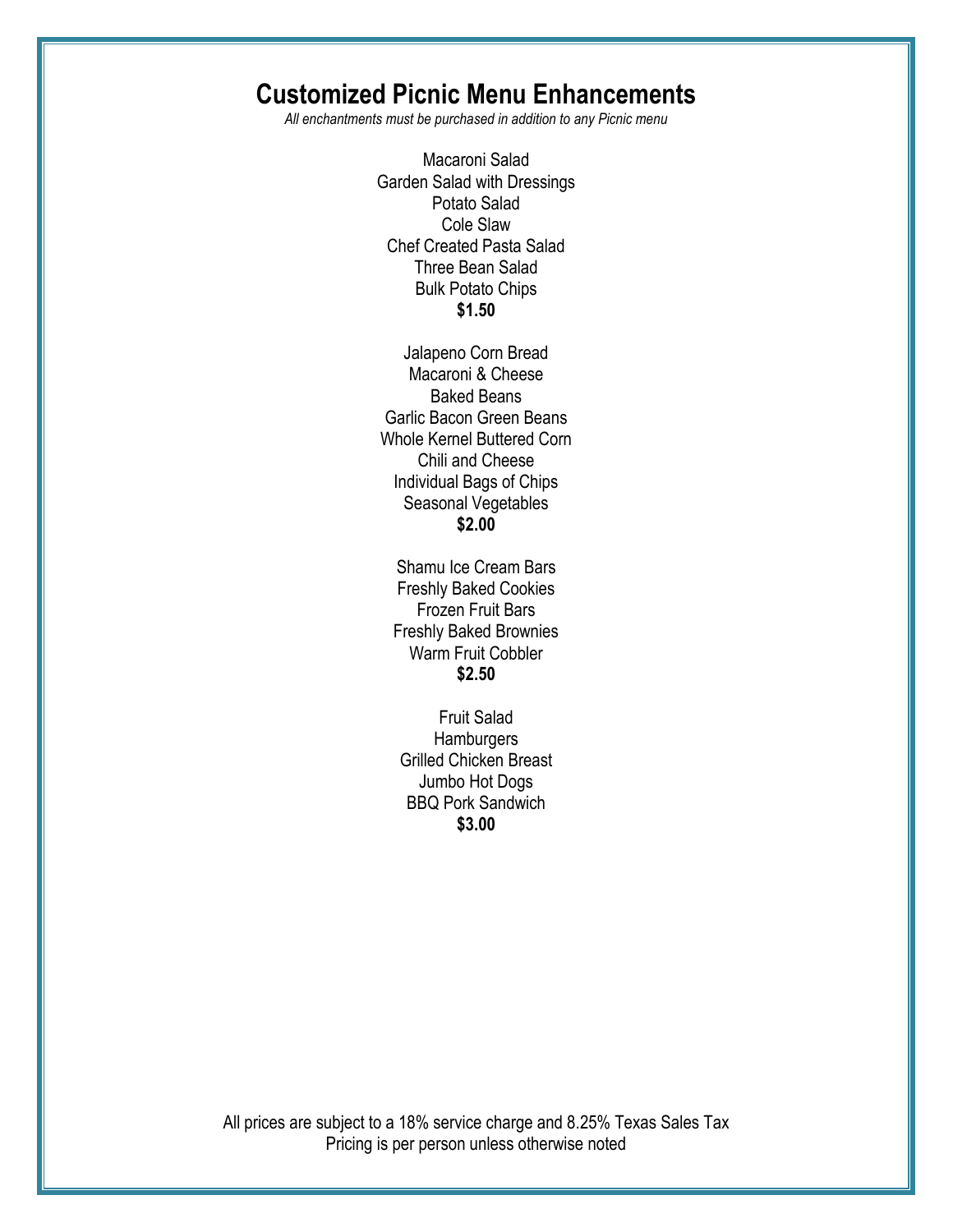# Customized Picnic Menu Enhancements

*All enchantments must be purchased in addition to any Picnic menu*

Macaroni Salad
Garden Salad with Dressings
Potato Salad
Cole Slaw
Chef Created Pasta Salad
Three Bean Salad
Bulk Potato Chips
**$1.50**

Jalapeno Corn Bread
Macaroni & Cheese
Baked Beans
Garlic Bacon Green Beans
Whole Kernel Buttered Corn
Chili and Cheese
Individual Bags of Chips
Seasonal Vegetables
**$2.00**

Shamu Ice Cream Bars
Freshly Baked Cookies
Frozen Fruit Bars
Freshly Baked Brownies
Warm Fruit Cobbler
**$2.50**

Fruit Salad
Hamburgers
Grilled Chicken Breast
Jumbo Hot Dogs
BBQ Pork Sandwich
**$3.00**

All prices are subject to a 18% service charge and 8.25% Texas Sales Tax
Pricing is per person unless otherwise noted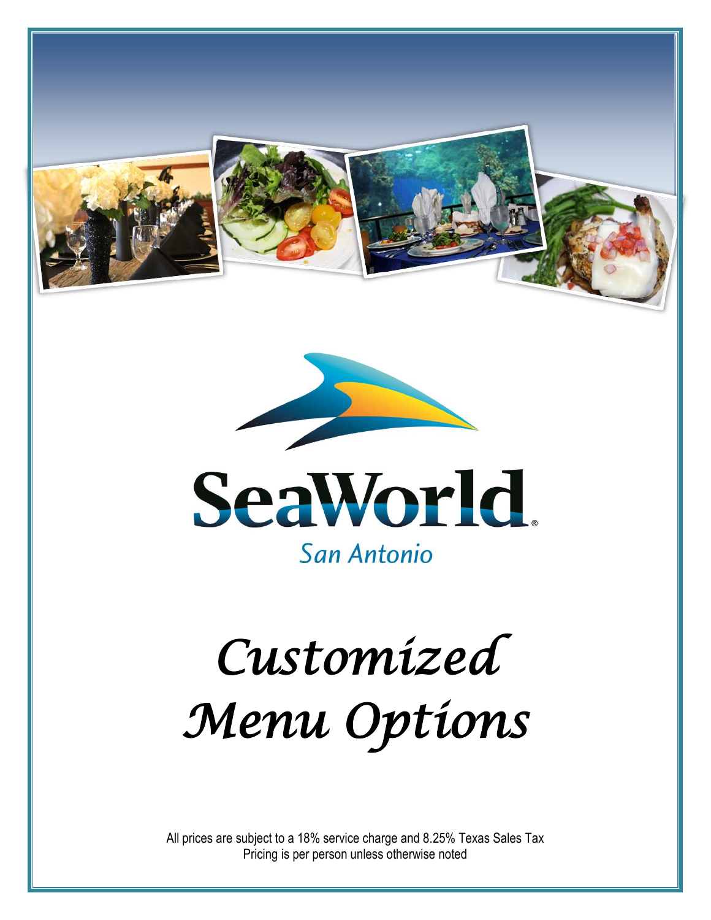SeaWorld

San Antonio

# *Customized Menu Options*

All prices are subject to a 18% service charge and 8.25% Texas Sales Tax
Pricing is per person unless otherwise noted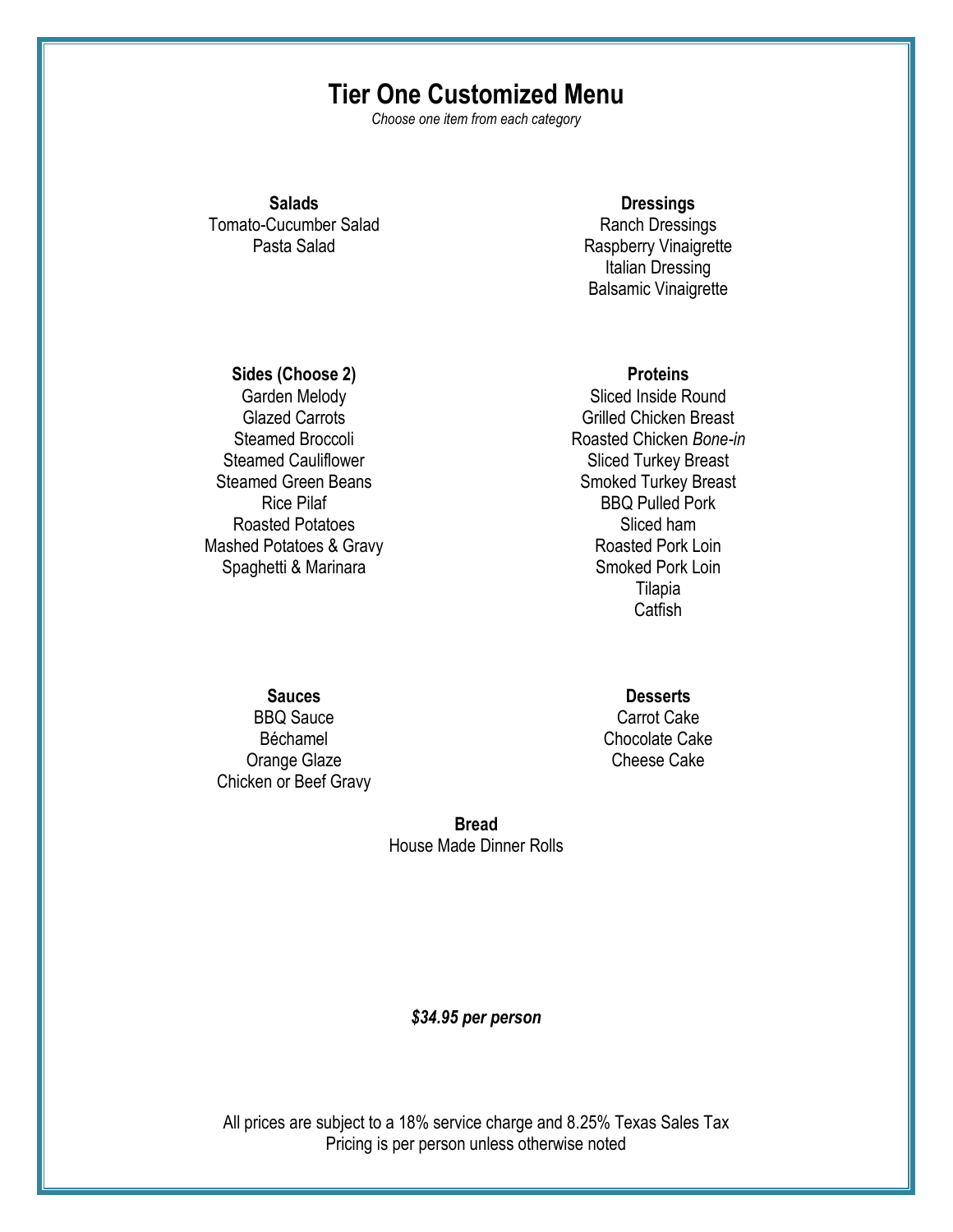# Tier One Customized Menu

*Choose one item from each category*

**Salads**

Tomato-Cucumber Salad
Pasta Salad

**Dressings**

Ranch Dressings
Raspberry Vinaigrette
Italian Dressing
Balsamic Vinaigrette

**Sides (Choose 2)**

Garden Melody
Glazed Carrots
Steamed Broccoli
Steamed Cauliflower
Steamed Green Beans
Rice Pilaf
Roasted Potatoes
Mashed Potatoes & Gravy
Spaghetti & Marinara

**Proteins**

Sliced Inside Round
Grilled Chicken Breast
Roasted Chicken *Bone-in*
Sliced Turkey Breast
Smoked Turkey Breast
BBQ Pulled Pork
Sliced ham
Roasted Pork Loin
Smoked Pork Loin
Tilapia
Catfish

**Sauces**

BBQ Sauce
Béchamel
Orange Glaze
Chicken or Beef Gravy

**Desserts**

Carrot Cake
Chocolate Cake
Cheese Cake

**Bread**

House Made Dinner Rolls

***$34.95 per person***

All prices are subject to a 18% service charge and 8.25% Texas Sales Tax
Pricing is per person unless otherwise noted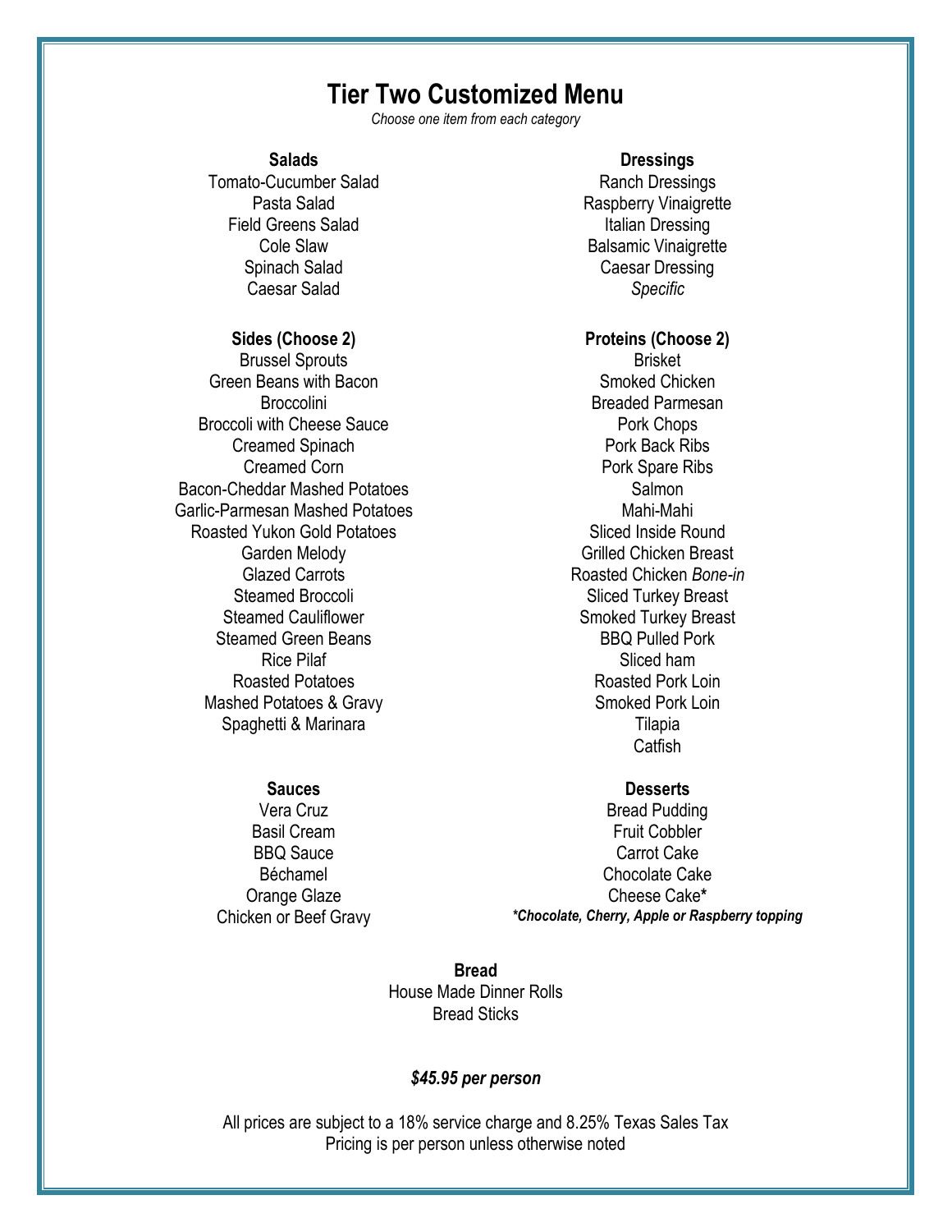# Tier Two Customized Menu

*Choose one item from each category*

**Salads**

Tomato-Cucumber Salad
Pasta Salad
Field Greens Salad
Cole Slaw
Spinach Salad
Caesar Salad

**Dressings**

Ranch Dressings
Raspberry Vinaigrette
Italian Dressing
Balsamic Vinaigrette
Caesar Dressing
*Specific*

**Sides (Choose 2)**

Brussel Sprouts
Green Beans with Bacon
Broccolini
Broccoli with Cheese Sauce
Creamed Spinach
Creamed Corn
Bacon-Cheddar Mashed Potatoes
Garlic-Parmesan Mashed Potatoes
Roasted Yukon Gold Potatoes
Garden Melody
Glazed Carrots
Steamed Broccoli
Steamed Cauliflower
Steamed Green Beans
Rice Pilaf
Roasted Potatoes
Mashed Potatoes & Gravy
Spaghetti & Marinara

**Proteins (Choose 2)**

Brisket
Smoked Chicken
Breaded Parmesan
Pork Chops
Pork Back Ribs
Pork Spare Ribs
Salmon
Mahi-Mahi
Sliced Inside Round
Grilled Chicken Breast
Roasted Chicken *Bone-in*
Sliced Turkey Breast
Smoked Turkey Breast
BBQ Pulled Pork
Sliced ham
Roasted Pork Loin
Smoked Pork Loin
Tilapia
Catfish

**Sauces**

Vera Cruz
Basil Cream
BBQ Sauce
Béchamel
Orange Glaze
Chicken or Beef Gravy

**Desserts**

Bread Pudding
Fruit Cobbler
Carrot Cake
Chocolate Cake
Cheese Cake*

***Chocolate, Cherry, Apple or Raspberry topping***

**Bread**

House Made Dinner Rolls
Bread Sticks

***$45.95 per person***

All prices are subject to a 18% service charge and 8.25% Texas Sales Tax
Pricing is per person unless otherwise noted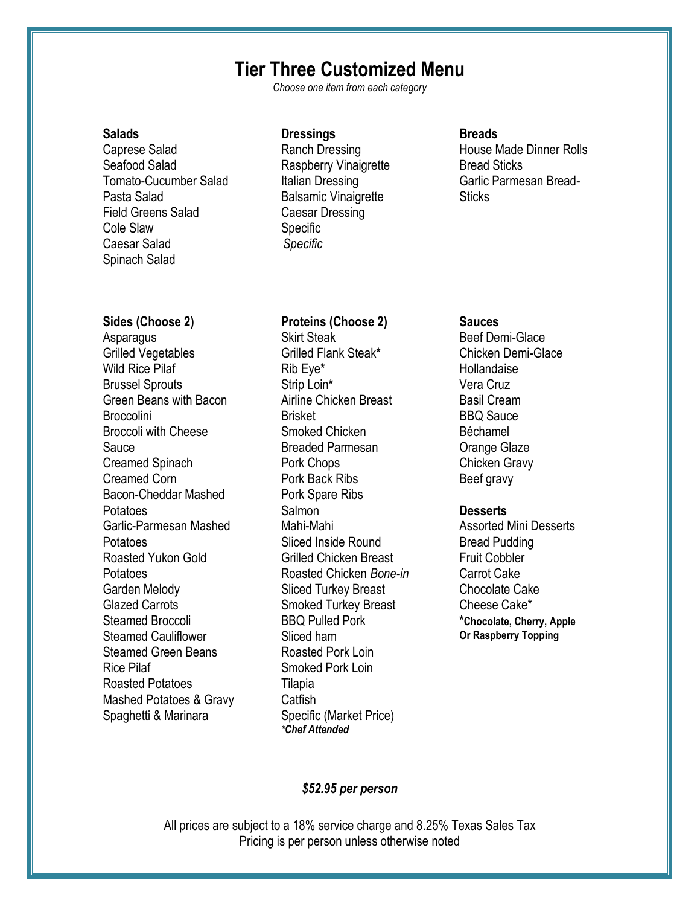# Tier Three Customized Menu

*Choose one item from each category*

**Salads**

Caprese Salad
Seafood Salad
Tomato-Cucumber Salad
Pasta Salad
Field Greens Salad
Cole Slaw
Caesar Salad
Spinach Salad

**Dressings**

Ranch Dressing
Raspberry Vinaigrette
Italian Dressing
Balsamic Vinaigrette
Caesar Dressing
Specific
*Specific*

**Breads**

House Made Dinner Rolls
Bread Sticks
Garlic Parmesan Bread-Sticks

**Sides (Choose 2)**

Asparagus
Grilled Vegetables
Wild Rice Pilaf
Brussel Sprouts
Green Beans with Bacon
Broccolini
Broccoli with Cheese Sauce
Creamed Spinach
Creamed Corn
Bacon-Cheddar Mashed Potatoes
Garlic-Parmesan Mashed Potatoes
Roasted Yukon Gold Potatoes
Garden Melody
Glazed Carrots
Steamed Broccoli
Steamed Cauliflower
Steamed Green Beans
Rice Pilaf
Roasted Potatoes
Mashed Potatoes & Gravy
Spaghetti & Marinara

**Proteins (Choose 2)**

Skirt Steak
Grilled Flank Steak*
Rib Eye*
Strip Loin*
Airline Chicken Breast
Brisket
Smoked Chicken
Breaded Parmesan
Pork Chops
Pork Back Ribs
Pork Spare Ribs
Salmon
Mahi-Mahi
Sliced Inside Round
Grilled Chicken Breast
Roasted Chicken *Bone-in*
Sliced Turkey Breast
Smoked Turkey Breast
BBQ Pulled Pork
Sliced ham
Roasted Pork Loin
Smoked Pork Loin
Tilapia
Catfish
Specific (Market Price)
***Chef Attended***

**Sauces**

Beef Demi-Glace
Chicken Demi-Glace
Hollandaise
Vera Cruz
Basil Cream
BBQ Sauce
Béchamel
Orange Glaze
Chicken Gravy
Beef gravy

**Desserts**

Assorted Mini Desserts
Bread Pudding
Fruit Cobbler
Carrot Cake
Chocolate Cake
Cheese Cake*
**\*Chocolate, Cherry, Apple Or Raspberry Topping**

***$52.95 per person***

All prices are subject to a 18% service charge and 8.25% Texas Sales Tax
Pricing is per person unless otherwise noted